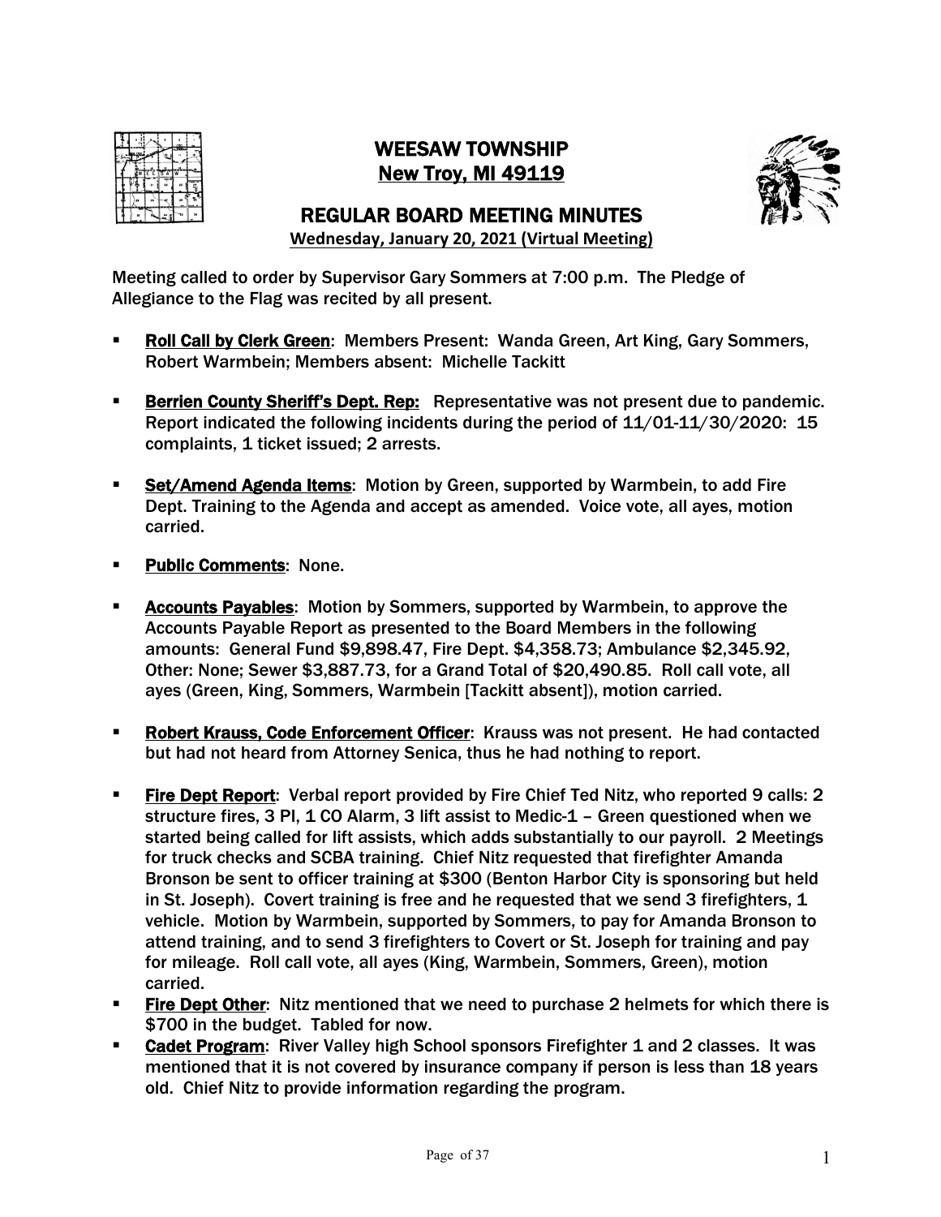# WEESAW TOWNSHIP

## New Troy, MI 49119

## REGULAR BOARD MEETING MINUTES

**Wednesday, January 20, 2021 (Virtual Meeting)**

Meeting called to order by Supervisor Gary Sommers at 7:00 p.m. The Pledge of Allegiance to the Flag was recited by all present.

- **Roll Call by Clerk Green**: Members Present: Wanda Green, Art King, Gary Sommers, Robert Warmbein; Members absent: Michelle Tackitt
- **Berrien County Sheriff's Dept. Rep:** Representative was not present due to pandemic. Report indicated the following incidents during the period of 11/01-11/30/2020: 15 complaints, 1 ticket issued; 2 arrests.
- **Set/Amend Agenda Items**: Motion by Green, supported by Warmbein, to add Fire Dept. Training to the Agenda and accept as amended. Voice vote, all ayes, motion carried.
- **Public Comments**: None.
- **Accounts Payables**: Motion by Sommers, supported by Warmbein, to approve the Accounts Payable Report as presented to the Board Members in the following amounts: General Fund $9,898.47, Fire Dept. $4,358.73; Ambulance $2,345.92, Other: None; Sewer $3,887.73, for a Grand Total of $20,490.85. Roll call vote, all ayes (Green, King, Sommers, Warmbein [Tackitt absent]), motion carried.
- **Robert Krauss, Code Enforcement Officer**: Krauss was not present. He had contacted but had not heard from Attorney Senica, thus he had nothing to report.
- **Fire Dept Report**: Verbal report provided by Fire Chief Ted Nitz, who reported 9 calls: 2 structure fires, 3 PI, 1 CO Alarm, 3 lift assist to Medic-1 – Green questioned when we started being called for lift assists, which adds substantially to our payroll. 2 Meetings for truck checks and SCBA training. Chief Nitz requested that firefighter Amanda Bronson be sent to officer training at $300 (Benton Harbor City is sponsoring but held in St. Joseph). Covert training is free and he requested that we send 3 firefighters, 1 vehicle. Motion by Warmbein, supported by Sommers, to pay for Amanda Bronson to attend training, and to send 3 firefighters to Covert or St. Joseph for training and pay for mileage. Roll call vote, all ayes (King, Warmbein, Sommers, Green), motion carried.
- **Fire Dept Other**: Nitz mentioned that we need to purchase 2 helmets for which there is $700 in the budget. Tabled for now.
- **Cadet Program**: River Valley high School sponsors Firefighter 1 and 2 classes. It was mentioned that it is not covered by insurance company if person is less than 18 years old. Chief Nitz to provide information regarding the program.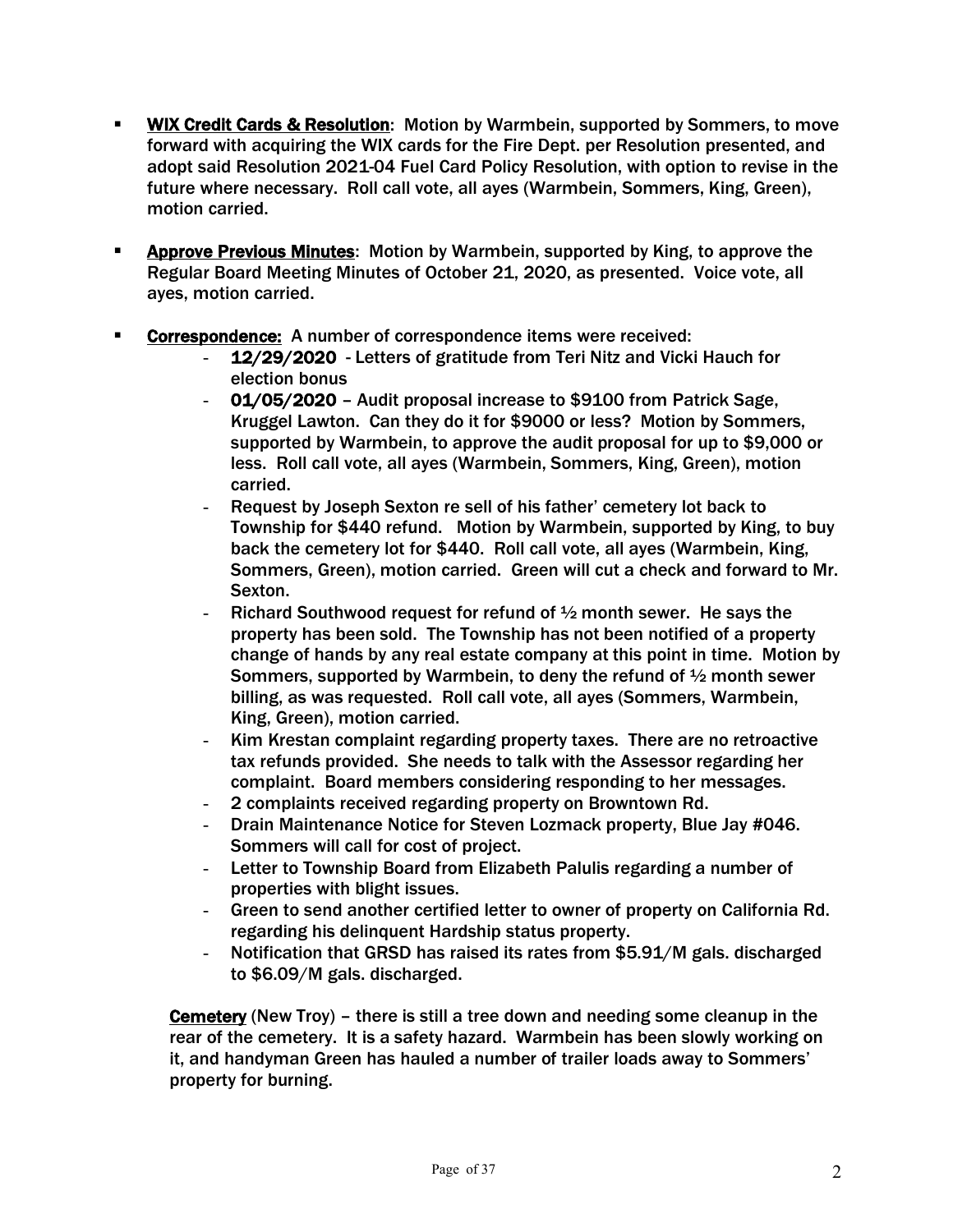- **WIX Credit Cards & Resolution**: Motion by Warmbein, supported by Sommers, to move forward with acquiring the WIX cards for the Fire Dept. per Resolution presented, and adopt said Resolution 2021-04 Fuel Card Policy Resolution, with option to revise in the future where necessary. Roll call vote, all ayes (Warmbein, Sommers, King, Green), motion carried.

- **Approve Previous Minutes**: Motion by Warmbein, supported by King, to approve the Regular Board Meeting Minutes of October 21, 2020, as presented. Voice vote, all ayes, motion carried.

- **Correspondence:** A number of correspondence items were received:
  - **12/29/2020** - Letters of gratitude from Teri Nitz and Vicki Hauch for election bonus
  - **01/05/2020** – Audit proposal increase to $9100 from Patrick Sage, Kruggel Lawton. Can they do it for $9000 or less? Motion by Sommers, supported by Warmbein, to approve the audit proposal for up to $9,000 or less. Roll call vote, all ayes (Warmbein, Sommers, King, Green), motion carried.
  - Request by Joseph Sexton re sell of his father' cemetery lot back to Township for $440 refund. Motion by Warmbein, supported by King, to buy back the cemetery lot for $440. Roll call vote, all ayes (Warmbein, King, Sommers, Green), motion carried. Green will cut a check and forward to Mr. Sexton.
  - Richard Southwood request for refund of ½ month sewer. He says the property has been sold. The Township has not been notified of a property change of hands by any real estate company at this point in time. Motion by Sommers, supported by Warmbein, to deny the refund of ½ month sewer billing, as was requested. Roll call vote, all ayes (Sommers, Warmbein, King, Green), motion carried.
  - Kim Krestan complaint regarding property taxes. There are no retroactive tax refunds provided. She needs to talk with the Assessor regarding her complaint. Board members considering responding to her messages.
  - 2 complaints received regarding property on Browntown Rd.
  - Drain Maintenance Notice for Steven Lozmack property, Blue Jay #046. Sommers will call for cost of project.
  - Letter to Township Board from Elizabeth Palulis regarding a number of properties with blight issues.
  - Green to send another certified letter to owner of property on California Rd. regarding his delinquent Hardship status property.
  - Notification that GRSD has raised its rates from $5.91/M gals. discharged to $6.09/M gals. discharged.

  **Cemetery** (New Troy) – there is still a tree down and needing some cleanup in the rear of the cemetery. It is a safety hazard. Warmbein has been slowly working on it, and handyman Green has hauled a number of trailer loads away to Sommers' property for burning.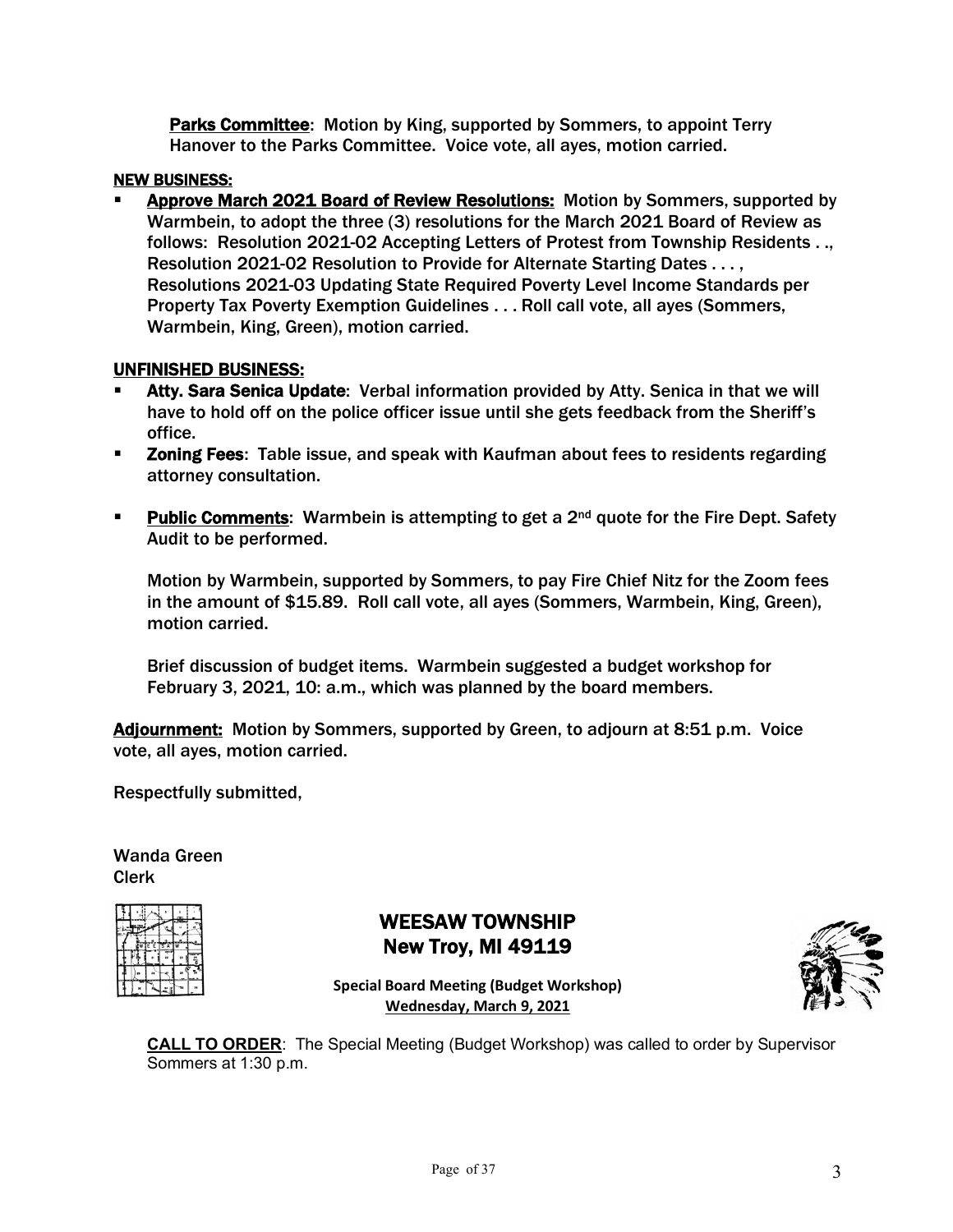**Parks Committee**: Motion by King, supported by Sommers, to appoint Terry Hanover to the Parks Committee. Voice vote, all ayes, motion carried.

**NEW BUSINESS:**

- **Approve March 2021 Board of Review Resolutions:** Motion by Sommers, supported by Warmbein, to adopt the three (3) resolutions for the March 2021 Board of Review as follows: Resolution 2021-02 Accepting Letters of Protest from Township Residents . ., Resolution 2021-02 Resolution to Provide for Alternate Starting Dates . . . , Resolutions 2021-03 Updating State Required Poverty Level Income Standards per Property Tax Poverty Exemption Guidelines . . . Roll call vote, all ayes (Sommers, Warmbein, King, Green), motion carried.

**UNFINISHED BUSINESS:**

- **Atty. Sara Senica Update**: Verbal information provided by Atty. Senica in that we will have to hold off on the police officer issue until she gets feedback from the Sheriff's office.
- **Zoning Fees**: Table issue, and speak with Kaufman about fees to residents regarding attorney consultation.
- **Public Comments**: Warmbein is attempting to get a 2nd quote for the Fire Dept. Safety Audit to be performed.

  Motion by Warmbein, supported by Sommers, to pay Fire Chief Nitz for the Zoom fees in the amount of $15.89. Roll call vote, all ayes (Sommers, Warmbein, King, Green), motion carried.

  Brief discussion of budget items. Warmbein suggested a budget workshop for February 3, 2021, 10: a.m., which was planned by the board members.

**Adjournment:** Motion by Sommers, supported by Green, to adjourn at 8:51 p.m. Voice vote, all ayes, motion carried.

Respectfully submitted,

Wanda Green
Clerk

# WEESAW TOWNSHIP
## New Troy, MI 49119

**Special Board Meeting (Budget Workshop)**
**Wednesday, March 9, 2021**

**CALL TO ORDER**: The Special Meeting (Budget Workshop) was called to order by Supervisor Sommers at 1:30 p.m.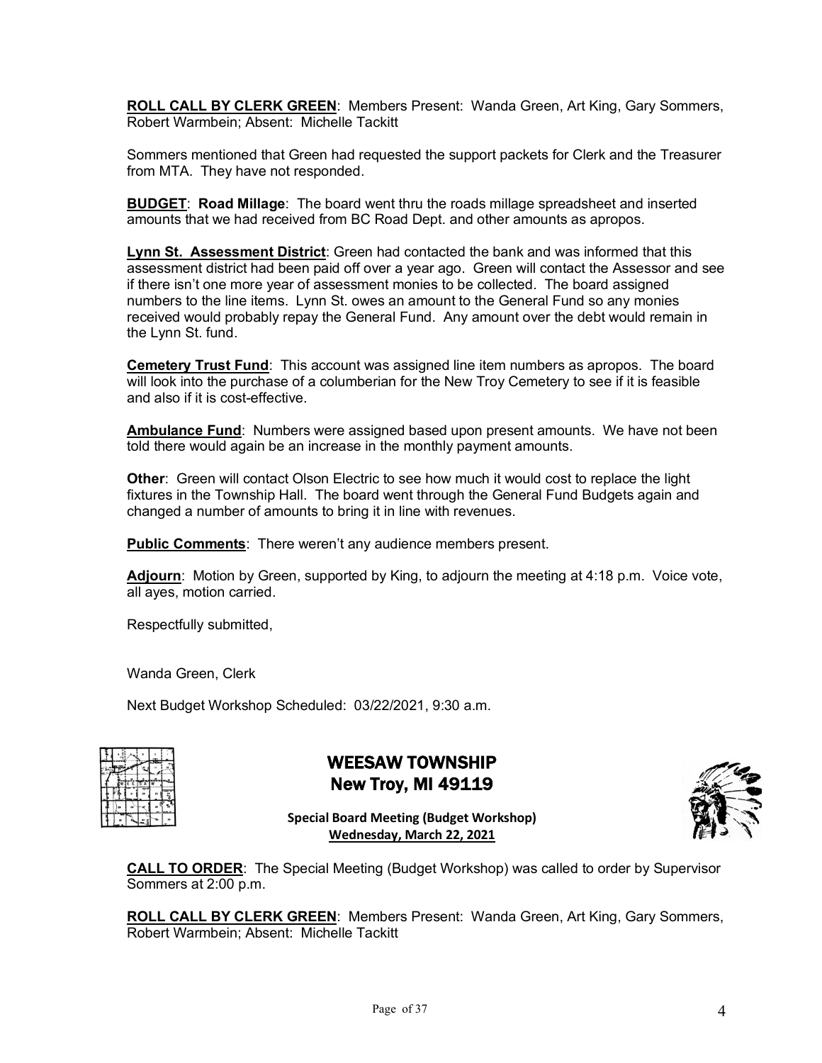**ROLL CALL BY CLERK GREEN**: Members Present: Wanda Green, Art King, Gary Sommers, Robert Warmbein; Absent: Michelle Tackitt

Sommers mentioned that Green had requested the support packets for Clerk and the Treasurer from MTA. They have not responded.

**BUDGET**: **Road Millage**: The board went thru the roads millage spreadsheet and inserted amounts that we had received from BC Road Dept. and other amounts as apropos.

**Lynn St. Assessment District**: Green had contacted the bank and was informed that this assessment district had been paid off over a year ago. Green will contact the Assessor and see if there isn't one more year of assessment monies to be collected. The board assigned numbers to the line items. Lynn St. owes an amount to the General Fund so any monies received would probably repay the General Fund. Any amount over the debt would remain in the Lynn St. fund.

**Cemetery Trust Fund**: This account was assigned line item numbers as apropos. The board will look into the purchase of a columberian for the New Troy Cemetery to see if it is feasible and also if it is cost-effective.

**Ambulance Fund**: Numbers were assigned based upon present amounts. We have not been told there would again be an increase in the monthly payment amounts.

**Other**: Green will contact Olson Electric to see how much it would cost to replace the light fixtures in the Township Hall. The board went through the General Fund Budgets again and changed a number of amounts to bring it in line with revenues.

**Public Comments**: There weren't any audience members present.

**Adjourn**: Motion by Green, supported by King, to adjourn the meeting at 4:18 p.m. Voice vote, all ayes, motion carried.

Respectfully submitted,

Wanda Green, Clerk

Next Budget Workshop Scheduled: 03/22/2021, 9:30 a.m.

# WEESAW TOWNSHIP
## New Troy, MI 49119

**Special Board Meeting (Budget Workshop)**
**Wednesday, March 22, 2021**

**CALL TO ORDER**: The Special Meeting (Budget Workshop) was called to order by Supervisor Sommers at 2:00 p.m.

**ROLL CALL BY CLERK GREEN**: Members Present: Wanda Green, Art King, Gary Sommers, Robert Warmbein; Absent: Michelle Tackitt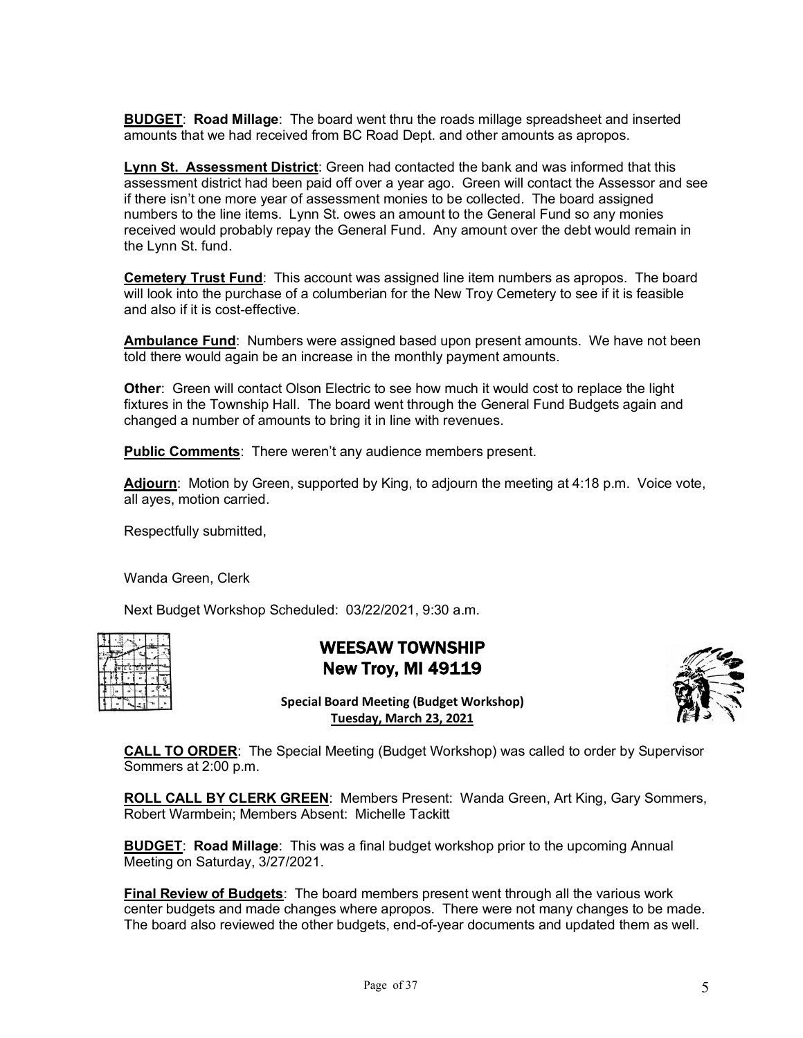**BUDGET**: **Road Millage**: The board went thru the roads millage spreadsheet and inserted amounts that we had received from BC Road Dept. and other amounts as apropos.

**Lynn St. Assessment District**: Green had contacted the bank and was informed that this assessment district had been paid off over a year ago. Green will contact the Assessor and see if there isn't one more year of assessment monies to be collected. The board assigned numbers to the line items. Lynn St. owes an amount to the General Fund so any monies received would probably repay the General Fund. Any amount over the debt would remain in the Lynn St. fund.

**Cemetery Trust Fund**: This account was assigned line item numbers as apropos. The board will look into the purchase of a columberian for the New Troy Cemetery to see if it is feasible and also if it is cost-effective.

**Ambulance Fund**: Numbers were assigned based upon present amounts. We have not been told there would again be an increase in the monthly payment amounts.

**Other**: Green will contact Olson Electric to see how much it would cost to replace the light fixtures in the Township Hall. The board went through the General Fund Budgets again and changed a number of amounts to bring it in line with revenues.

**Public Comments**: There weren't any audience members present.

**Adjourn**: Motion by Green, supported by King, to adjourn the meeting at 4:18 p.m. Voice vote, all ayes, motion carried.

Respectfully submitted,

Wanda Green, Clerk

Next Budget Workshop Scheduled: 03/22/2021, 9:30 a.m.

# WEESAW TOWNSHIP
## New Troy, MI 49119

**Special Board Meeting (Budget Workshop)**
**Tuesday, March 23, 2021**

**CALL TO ORDER**: The Special Meeting (Budget Workshop) was called to order by Supervisor Sommers at 2:00 p.m.

**ROLL CALL BY CLERK GREEN**: Members Present: Wanda Green, Art King, Gary Sommers, Robert Warmbein; Members Absent: Michelle Tackitt

**BUDGET**: **Road Millage**: This was a final budget workshop prior to the upcoming Annual Meeting on Saturday, 3/27/2021.

**Final Review of Budgets**: The board members present went through all the various work center budgets and made changes where apropos. There were not many changes to be made. The board also reviewed the other budgets, end-of-year documents and updated them as well.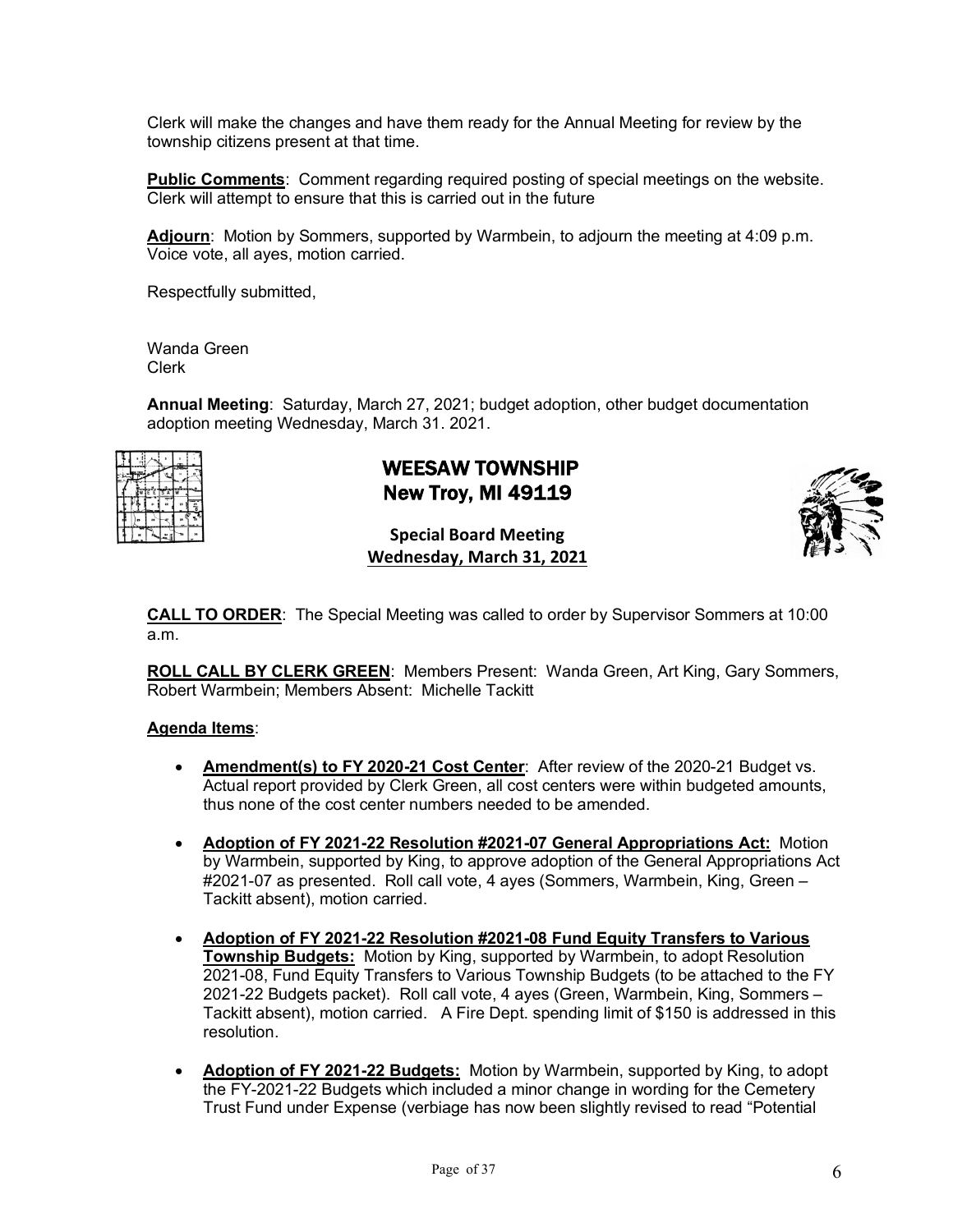Clerk will make the changes and have them ready for the Annual Meeting for review by the township citizens present at that time.

**Public Comments**: Comment regarding required posting of special meetings on the website. Clerk will attempt to ensure that this is carried out in the future

**Adjourn**: Motion by Sommers, supported by Warmbein, to adjourn the meeting at 4:09 p.m. Voice vote, all ayes, motion carried.

Respectfully submitted,

Wanda Green
Clerk

**Annual Meeting**: Saturday, March 27, 2021; budget adoption, other budget documentation adoption meeting Wednesday, March 31. 2021.

# WEESAW TOWNSHIP
## New Troy, MI 49119

**Special Board Meeting**
**Wednesday, March 31, 2021**

**CALL TO ORDER**: The Special Meeting was called to order by Supervisor Sommers at 10:00 a.m.

**ROLL CALL BY CLERK GREEN**: Members Present: Wanda Green, Art King, Gary Sommers, Robert Warmbein; Members Absent: Michelle Tackitt

**Agenda Items**:

- **Amendment(s) to FY 2020-21 Cost Center**: After review of the 2020-21 Budget vs. Actual report provided by Clerk Green, all cost centers were within budgeted amounts, thus none of the cost center numbers needed to be amended.
- **Adoption of FY 2021-22 Resolution #2021-07 General Appropriations Act:** Motion by Warmbein, supported by King, to approve adoption of the General Appropriations Act #2021-07 as presented. Roll call vote, 4 ayes (Sommers, Warmbein, King, Green – Tackitt absent), motion carried.
- **Adoption of FY 2021-22 Resolution #2021-08 Fund Equity Transfers to Various Township Budgets:** Motion by King, supported by Warmbein, to adopt Resolution 2021-08, Fund Equity Transfers to Various Township Budgets (to be attached to the FY 2021-22 Budgets packet). Roll call vote, 4 ayes (Green, Warmbein, King, Sommers – Tackitt absent), motion carried. A Fire Dept. spending limit of $150 is addressed in this resolution.
- **Adoption of FY 2021-22 Budgets:** Motion by Warmbein, supported by King, to adopt the FY-2021-22 Budgets which included a minor change in wording for the Cemetery Trust Fund under Expense (verbiage has now been slightly revised to read "Potential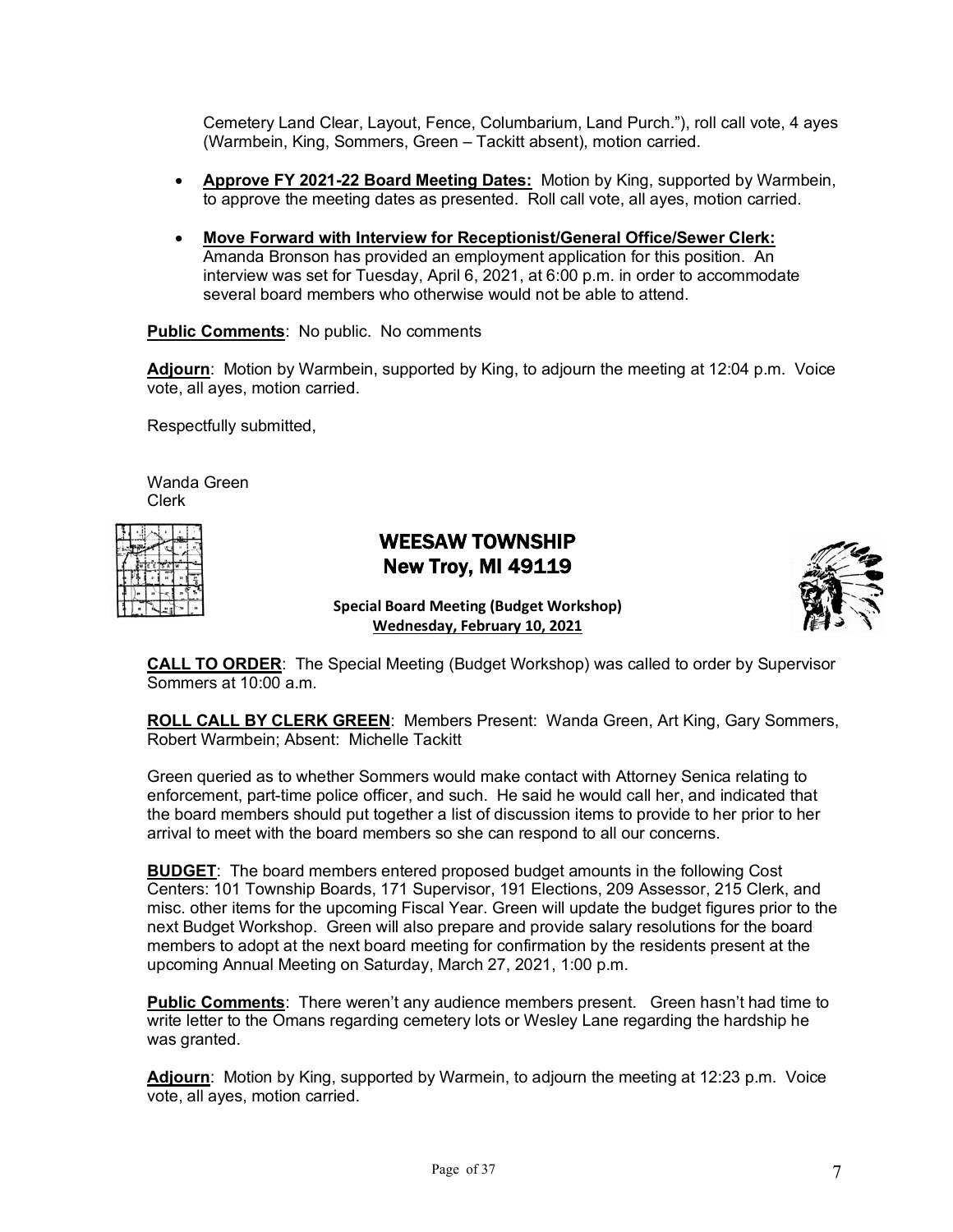Cemetery Land Clear, Layout, Fence, Columbarium, Land Purch."), roll call vote, 4 ayes (Warmbein, King, Sommers, Green – Tackitt absent), motion carried.

- **Approve FY 2021-22 Board Meeting Dates:** Motion by King, supported by Warmbein, to approve the meeting dates as presented. Roll call vote, all ayes, motion carried.
- **Move Forward with Interview for Receptionist/General Office/Sewer Clerk:** Amanda Bronson has provided an employment application for this position. An interview was set for Tuesday, April 6, 2021, at 6:00 p.m. in order to accommodate several board members who otherwise would not be able to attend.

**Public Comments**: No public. No comments

**Adjourn**: Motion by Warmbein, supported by King, to adjourn the meeting at 12:04 p.m. Voice vote, all ayes, motion carried.

Respectfully submitted,

Wanda Green
Clerk

# WEESAW TOWNSHIP
## New Troy, MI 49119

**Special Board Meeting (Budget Workshop)**
**Wednesday, February 10, 2021**

**CALL TO ORDER**: The Special Meeting (Budget Workshop) was called to order by Supervisor Sommers at 10:00 a.m.

**ROLL CALL BY CLERK GREEN**: Members Present: Wanda Green, Art King, Gary Sommers, Robert Warmbein; Absent: Michelle Tackitt

Green queried as to whether Sommers would make contact with Attorney Senica relating to enforcement, part-time police officer, and such. He said he would call her, and indicated that the board members should put together a list of discussion items to provide to her prior to her arrival to meet with the board members so she can respond to all our concerns.

**BUDGET**: The board members entered proposed budget amounts in the following Cost Centers: 101 Township Boards, 171 Supervisor, 191 Elections, 209 Assessor, 215 Clerk, and misc. other items for the upcoming Fiscal Year. Green will update the budget figures prior to the next Budget Workshop. Green will also prepare and provide salary resolutions for the board members to adopt at the next board meeting for confirmation by the residents present at the upcoming Annual Meeting on Saturday, March 27, 2021, 1:00 p.m.

**Public Comments**: There weren't any audience members present. Green hasn't had time to write letter to the Omans regarding cemetery lots or Wesley Lane regarding the hardship he was granted.

**Adjourn**: Motion by King, supported by Warmein, to adjourn the meeting at 12:23 p.m. Voice vote, all ayes, motion carried.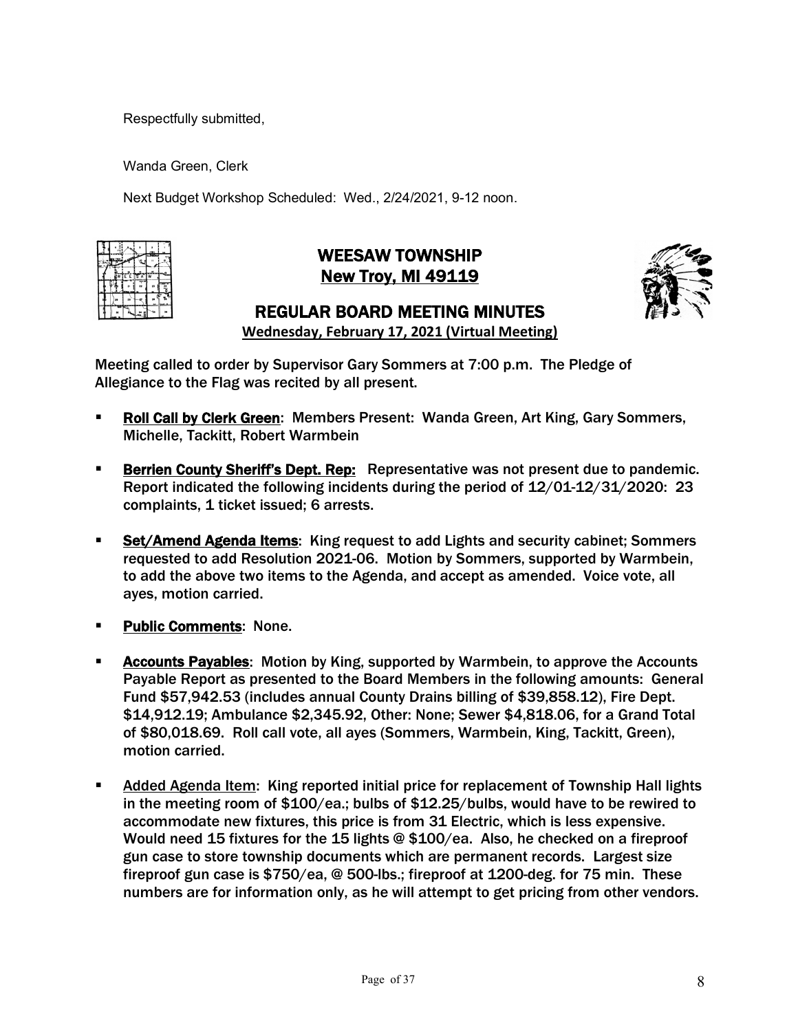Respectfully submitted,

Wanda Green, Clerk

Next Budget Workshop Scheduled: Wed., 2/24/2021, 9-12 noon.

# WEESAW TOWNSHIP
## New Troy, MI 49119

## REGULAR BOARD MEETING MINUTES

**Wednesday, February 17, 2021 (Virtual Meeting)**

Meeting called to order by Supervisor Gary Sommers at 7:00 p.m. The Pledge of Allegiance to the Flag was recited by all present.

- **Roll Call by Clerk Green**: Members Present: Wanda Green, Art King, Gary Sommers, Michelle, Tackitt, Robert Warmbein
- **Berrien County Sheriff's Dept. Rep:** Representative was not present due to pandemic. Report indicated the following incidents during the period of 12/01-12/31/2020: 23 complaints, 1 ticket issued; 6 arrests.
- **Set/Amend Agenda Items**: King request to add Lights and security cabinet; Sommers requested to add Resolution 2021-06. Motion by Sommers, supported by Warmbein, to add the above two items to the Agenda, and accept as amended. Voice vote, all ayes, motion carried.
- **Public Comments**: None.
- **Accounts Payables**: Motion by King, supported by Warmbein, to approve the Accounts Payable Report as presented to the Board Members in the following amounts: General Fund $57,942.53 (includes annual County Drains billing of $39,858.12), Fire Dept. $14,912.19; Ambulance $2,345.92, Other: None; Sewer $4,818.06, for a Grand Total of $80,018.69. Roll call vote, all ayes (Sommers, Warmbein, King, Tackitt, Green), motion carried.
- Added Agenda Item: King reported initial price for replacement of Township Hall lights in the meeting room of $100/ea.; bulbs of $12.25/bulbs, would have to be rewired to accommodate new fixtures, this price is from 31 Electric, which is less expensive. Would need 15 fixtures for the 15 lights @ $100/ea. Also, he checked on a fireproof gun case to store township documents which are permanent records. Largest size fireproof gun case is $750/ea, @ 500-lbs.; fireproof at 1200-deg. for 75 min. These numbers are for information only, as he will attempt to get pricing from other vendors.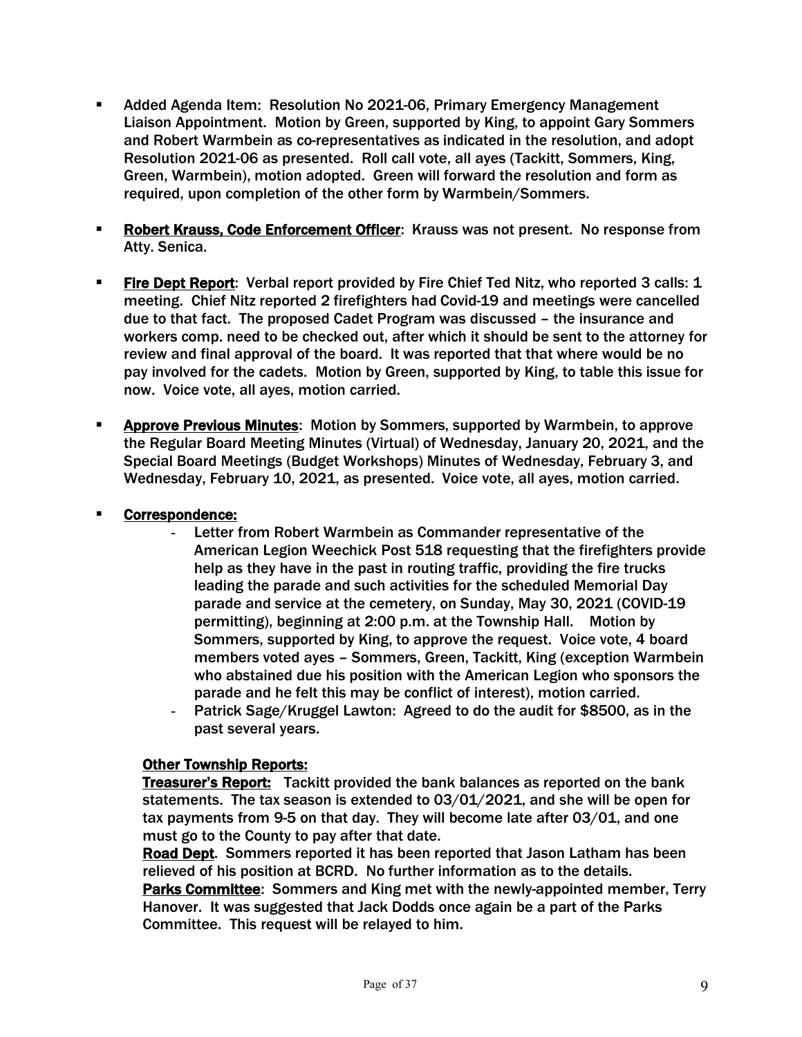- Added Agenda Item: Resolution No 2021-06, Primary Emergency Management Liaison Appointment. Motion by Green, supported by King, to appoint Gary Sommers and Robert Warmbein as co-representatives as indicated in the resolution, and adopt Resolution 2021-06 as presented. Roll call vote, all ayes (Tackitt, Sommers, King, Green, Warmbein), motion adopted. Green will forward the resolution and form as required, upon completion of the other form by Warmbein/Sommers.

- **Robert Krauss, Code Enforcement Officer**: Krauss was not present. No response from Atty. Senica.

- **Fire Dept Report**: Verbal report provided by Fire Chief Ted Nitz, who reported 3 calls: 1 meeting. Chief Nitz reported 2 firefighters had Covid-19 and meetings were cancelled due to that fact. The proposed Cadet Program was discussed – the insurance and workers comp. need to be checked out, after which it should be sent to the attorney for review and final approval of the board. It was reported that that where would be no pay involved for the cadets. Motion by Green, supported by King, to table this issue for now. Voice vote, all ayes, motion carried.

- **Approve Previous Minutes**: Motion by Sommers, supported by Warmbein, to approve the Regular Board Meeting Minutes (Virtual) of Wednesday, January 20, 2021, and the Special Board Meetings (Budget Workshops) Minutes of Wednesday, February 3, and Wednesday, February 10, 2021, as presented. Voice vote, all ayes, motion carried.

- **Correspondence:**
  - Letter from Robert Warmbein as Commander representative of the American Legion Weechick Post 518 requesting that the firefighters provide help as they have in the past in routing traffic, providing the fire trucks leading the parade and such activities for the scheduled Memorial Day parade and service at the cemetery, on Sunday, May 30, 2021 (COVID-19 permitting), beginning at 2:00 p.m. at the Township Hall. Motion by Sommers, supported by King, to approve the request. Voice vote, 4 board members voted ayes – Sommers, Green, Tackitt, King (exception Warmbein who abstained due his position with the American Legion who sponsors the parade and he felt this may be conflict of interest), motion carried.
  - Patrick Sage/Kruggel Lawton: Agreed to do the audit for $8500, as in the past several years.

  **Other Township Reports:**

  **Treasurer's Report:** Tackitt provided the bank balances as reported on the bank statements. The tax season is extended to 03/01/2021, and she will be open for tax payments from 9-5 on that day. They will become late after 03/01, and one must go to the County to pay after that date.

  **Road Dept**. Sommers reported it has been reported that Jason Latham has been relieved of his position at BCRD. No further information as to the details.

  **Parks Committee**: Sommers and King met with the newly-appointed member, Terry Hanover. It was suggested that Jack Dodds once again be a part of the Parks Committee. This request will be relayed to him.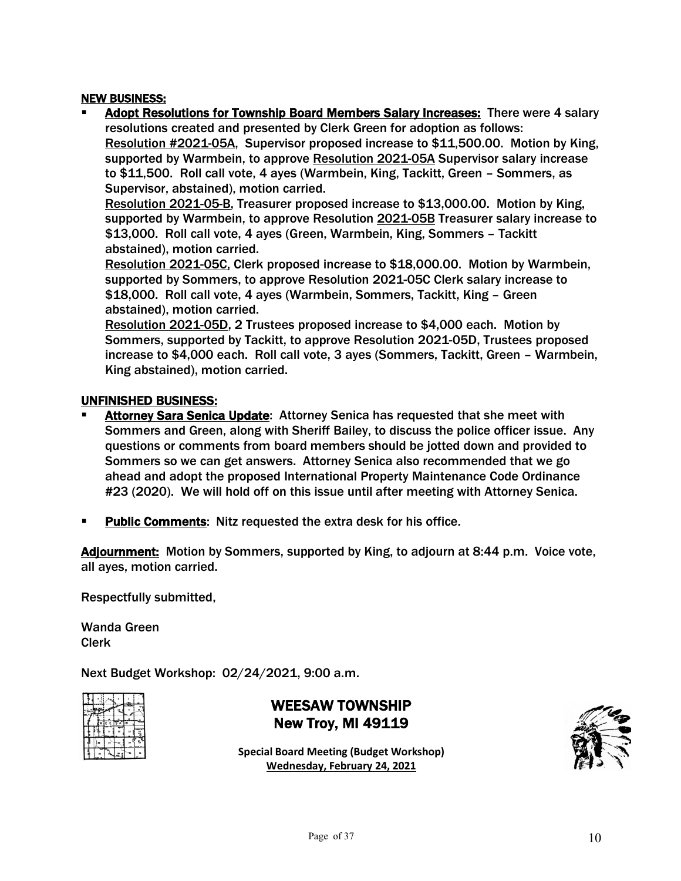**NEW BUSINESS:**

- **Adopt Resolutions for Township Board Members Salary Increases:** There were 4 salary resolutions created and presented by Clerk Green for adoption as follows:
  Resolution #2021-05A, Supervisor proposed increase to $11,500.00. Motion by King, supported by Warmbein, to approve Resolution 2021-05A Supervisor salary increase to $11,500. Roll call vote, 4 ayes (Warmbein, King, Tackitt, Green – Sommers, as Supervisor, abstained), motion carried.
  Resolution 2021-05-B, Treasurer proposed increase to $13,000.00. Motion by King, supported by Warmbein, to approve Resolution 2021-05B Treasurer salary increase to $13,000. Roll call vote, 4 ayes (Green, Warmbein, King, Sommers – Tackitt abstained), motion carried.
  Resolution 2021-05C, Clerk proposed increase to $18,000.00. Motion by Warmbein, supported by Sommers, to approve Resolution 2021-05C Clerk salary increase to $18,000. Roll call vote, 4 ayes (Warmbein, Sommers, Tackitt, King – Green abstained), motion carried.
  Resolution 2021-05D, 2 Trustees proposed increase to $4,000 each. Motion by Sommers, supported by Tackitt, to approve Resolution 2021-05D, Trustees proposed increase to $4,000 each. Roll call vote, 3 ayes (Sommers, Tackitt, Green – Warmbein, King abstained), motion carried.

**UNFINISHED BUSINESS:**

- **Attorney Sara Senica Update**: Attorney Senica has requested that she meet with Sommers and Green, along with Sheriff Bailey, to discuss the police officer issue. Any questions or comments from board members should be jotted down and provided to Sommers so we can get answers. Attorney Senica also recommended that we go ahead and adopt the proposed International Property Maintenance Code Ordinance #23 (2020). We will hold off on this issue until after meeting with Attorney Senica.

- **Public Comments**: Nitz requested the extra desk for his office.

**Adjournment:** Motion by Sommers, supported by King, to adjourn at 8:44 p.m. Voice vote, all ayes, motion carried.

Respectfully submitted,

Wanda Green
Clerk

Next Budget Workshop: 02/24/2021, 9:00 a.m.

## WEESAW TOWNSHIP
## New Troy, MI 49119

**Special Board Meeting (Budget Workshop)**
**Wednesday, February 24, 2021**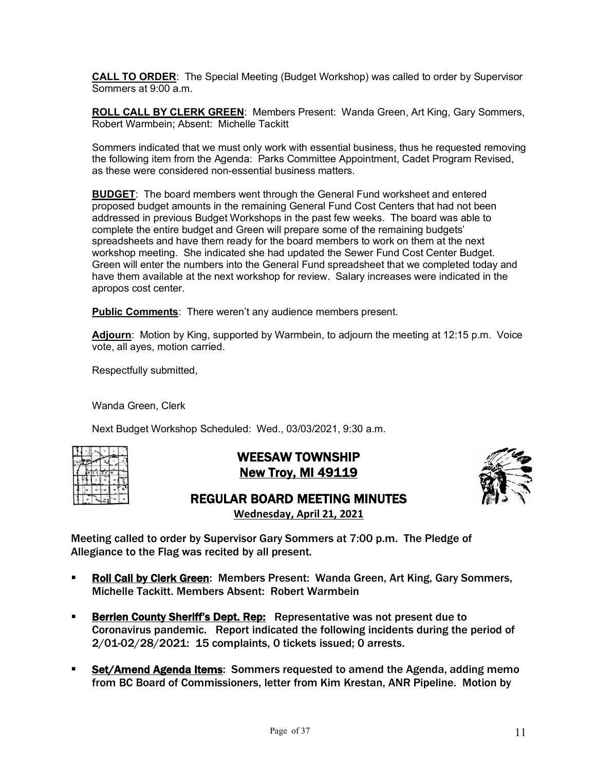**CALL TO ORDER**: The Special Meeting (Budget Workshop) was called to order by Supervisor Sommers at 9:00 a.m.

**ROLL CALL BY CLERK GREEN**: Members Present: Wanda Green, Art King, Gary Sommers, Robert Warmbein; Absent: Michelle Tackitt

Sommers indicated that we must only work with essential business, thus he requested removing the following item from the Agenda: Parks Committee Appointment, Cadet Program Revised, as these were considered non-essential business matters.

**BUDGET**: The board members went through the General Fund worksheet and entered proposed budget amounts in the remaining General Fund Cost Centers that had not been addressed in previous Budget Workshops in the past few weeks. The board was able to complete the entire budget and Green will prepare some of the remaining budgets' spreadsheets and have them ready for the board members to work on them at the next workshop meeting. She indicated she had updated the Sewer Fund Cost Center Budget. Green will enter the numbers into the General Fund spreadsheet that we completed today and have them available at the next workshop for review. Salary increases were indicated in the apropos cost center.

**Public Comments**: There weren't any audience members present.

**Adjourn**: Motion by King, supported by Warmbein, to adjourn the meeting at 12:15 p.m. Voice vote, all ayes, motion carried.

Respectfully submitted,

Wanda Green, Clerk

Next Budget Workshop Scheduled: Wed., 03/03/2021, 9:30 a.m.

# WEESAW TOWNSHIP
## New Troy, MI 49119

## REGULAR BOARD MEETING MINUTES
**Wednesday, April 21, 2021**

Meeting called to order by Supervisor Gary Sommers at 7:00 p.m. The Pledge of Allegiance to the Flag was recited by all present.

- **Roll Call by Clerk Green**: Members Present: Wanda Green, Art King, Gary Sommers, Michelle Tackitt. Members Absent: Robert Warmbein
- **Berrien County Sheriff's Dept. Rep:** Representative was not present due to Coronavirus pandemic. Report indicated the following incidents during the period of 2/01-02/28/2021: 15 complaints, 0 tickets issued; 0 arrests.
- **Set/Amend Agenda Items**: Sommers requested to amend the Agenda, adding memo from BC Board of Commissioners, letter from Kim Krestan, ANR Pipeline. Motion by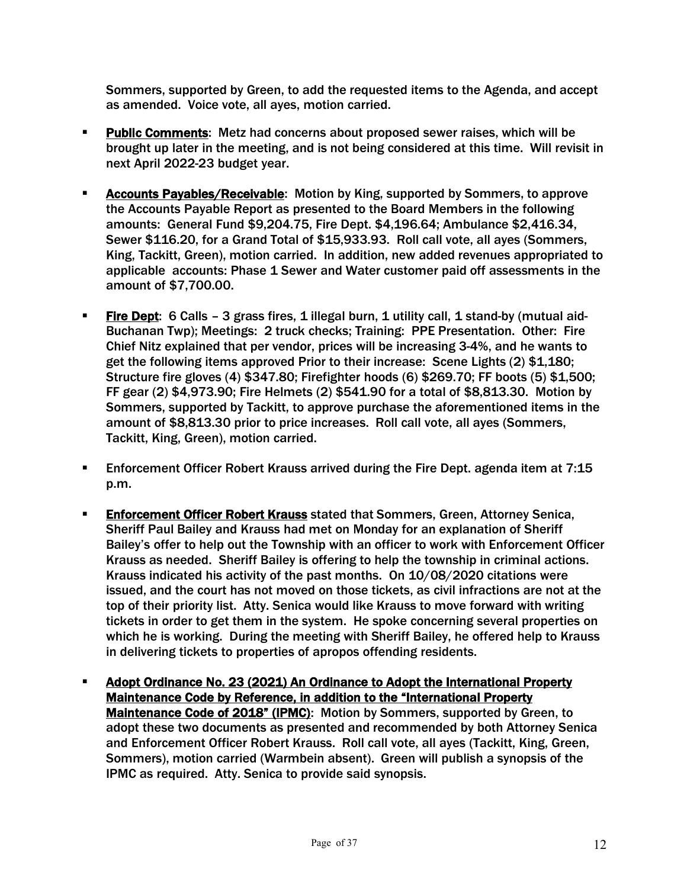Sommers, supported by Green, to add the requested items to the Agenda, and accept as amended. Voice vote, all ayes, motion carried.

- **Public Comments**: Metz had concerns about proposed sewer raises, which will be brought up later in the meeting, and is not being considered at this time. Will revisit in next April 2022-23 budget year.

- **Accounts Payables/Receivable**: Motion by King, supported by Sommers, to approve the Accounts Payable Report as presented to the Board Members in the following amounts: General Fund $9,204.75, Fire Dept. $4,196.64; Ambulance $2,416.34, Sewer $116.20, for a Grand Total of $15,933.93. Roll call vote, all ayes (Sommers, King, Tackitt, Green), motion carried. In addition, new added revenues appropriated to applicable accounts: Phase 1 Sewer and Water customer paid off assessments in the amount of $7,700.00.

- **Fire Dept**: 6 Calls – 3 grass fires, 1 illegal burn, 1 utility call, 1 stand-by (mutual aid- Buchanan Twp); Meetings: 2 truck checks; Training: PPE Presentation. Other: Fire Chief Nitz explained that per vendor, prices will be increasing 3-4%, and he wants to get the following items approved Prior to their increase: Scene Lights (2) $1,180; Structure fire gloves (4) $347.80; Firefighter hoods (6) $269.70; FF boots (5) $1,500; FF gear (2) $4,973.90; Fire Helmets (2) $541.90 for a total of $8,813.30. Motion by Sommers, supported by Tackitt, to approve purchase the aforementioned items in the amount of $8,813.30 prior to price increases. Roll call vote, all ayes (Sommers, Tackitt, King, Green), motion carried.

- Enforcement Officer Robert Krauss arrived during the Fire Dept. agenda item at 7:15 p.m.

- **Enforcement Officer Robert Krauss** stated that Sommers, Green, Attorney Senica, Sheriff Paul Bailey and Krauss had met on Monday for an explanation of Sheriff Bailey's offer to help out the Township with an officer to work with Enforcement Officer Krauss as needed. Sheriff Bailey is offering to help the township in criminal actions. Krauss indicated his activity of the past months. On 10/08/2020 citations were issued, and the court has not moved on those tickets, as civil infractions are not at the top of their priority list. Atty. Senica would like Krauss to move forward with writing tickets in order to get them in the system. He spoke concerning several properties on which he is working. During the meeting with Sheriff Bailey, he offered help to Krauss in delivering tickets to properties of apropos offending residents.

- **Adopt Ordinance No. 23 (2021) An Ordinance to Adopt the International Property Maintenance Code by Reference, in addition to the "International Property Maintenance Code of 2018" (IPMC)**: Motion by Sommers, supported by Green, to adopt these two documents as presented and recommended by both Attorney Senica and Enforcement Officer Robert Krauss. Roll call vote, all ayes (Tackitt, King, Green, Sommers), motion carried (Warmbein absent). Green will publish a synopsis of the IPMC as required. Atty. Senica to provide said synopsis.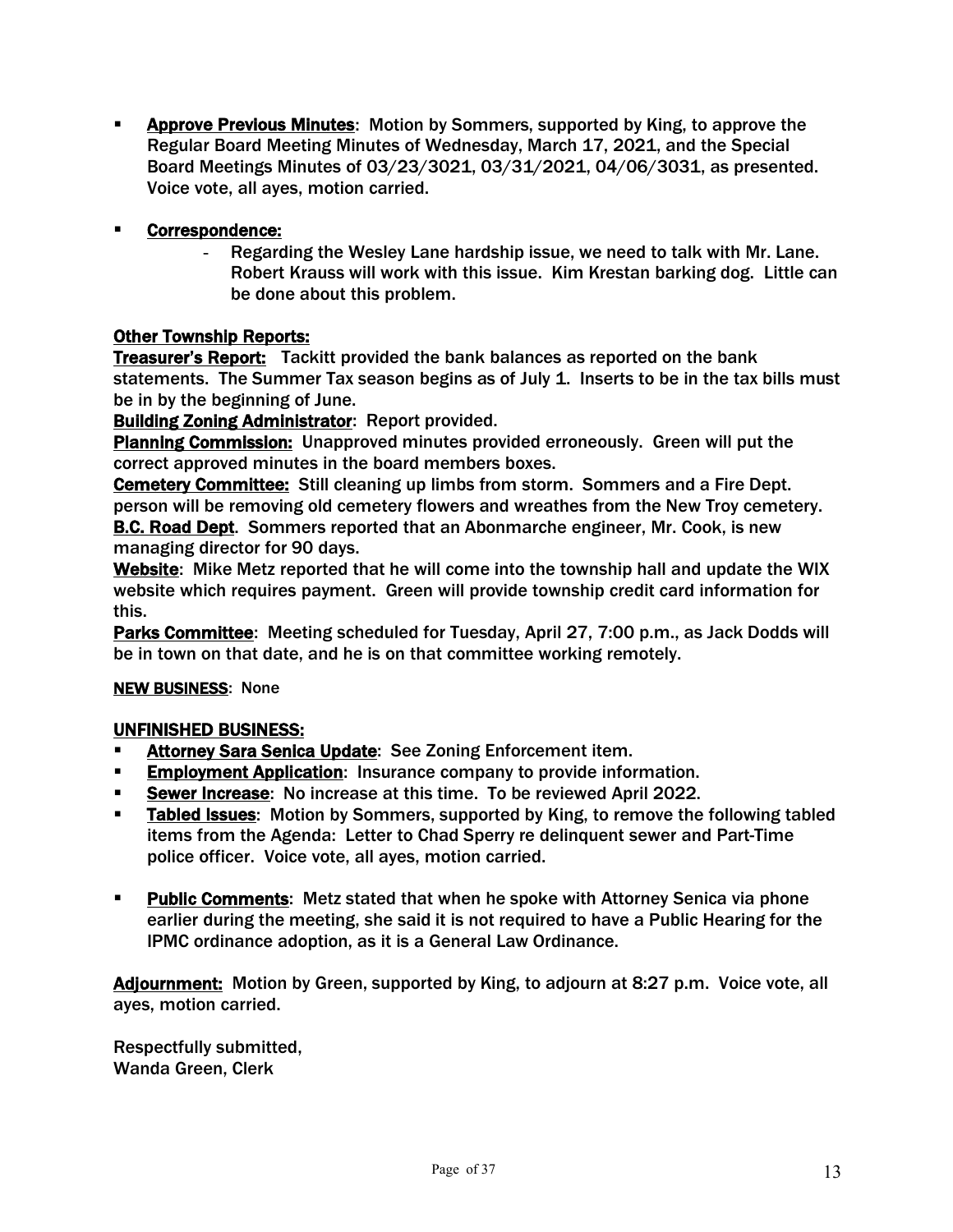- **Approve Previous Minutes**: Motion by Sommers, supported by King, to approve the Regular Board Meeting Minutes of Wednesday, March 17, 2021, and the Special Board Meetings Minutes of 03/23/3021, 03/31/2021, 04/06/3031, as presented. Voice vote, all ayes, motion carried.

- **Correspondence:**
    - Regarding the Wesley Lane hardship issue, we need to talk with Mr. Lane. Robert Krauss will work with this issue. Kim Krestan barking dog. Little can be done about this problem.

**Other Township Reports:**

**Treasurer's Report:** Tackitt provided the bank balances as reported on the bank statements. The Summer Tax season begins as of July 1. Inserts to be in the tax bills must be in by the beginning of June.

**Building Zoning Administrator**: Report provided.

**Planning Commission:** Unapproved minutes provided erroneously. Green will put the correct approved minutes in the board members boxes.

**Cemetery Committee:** Still cleaning up limbs from storm. Sommers and a Fire Dept. person will be removing old cemetery flowers and wreathes from the New Troy cemetery.

**B.C. Road Dept**. Sommers reported that an Abonmarche engineer, Mr. Cook, is new managing director for 90 days.

**Website**: Mike Metz reported that he will come into the township hall and update the WIX website which requires payment. Green will provide township credit card information for this.

**Parks Committee**: Meeting scheduled for Tuesday, April 27, 7:00 p.m., as Jack Dodds will be in town on that date, and he is on that committee working remotely.

**NEW BUSINESS**: None

**UNFINISHED BUSINESS:**

- **Attorney Sara Senica Update**: See Zoning Enforcement item.
- **Employment Application**: Insurance company to provide information.
- **Sewer Increase**: No increase at this time. To be reviewed April 2022.
- **Tabled Issues**: Motion by Sommers, supported by King, to remove the following tabled items from the Agenda: Letter to Chad Sperry re delinquent sewer and Part-Time police officer. Voice vote, all ayes, motion carried.

- **Public Comments**: Metz stated that when he spoke with Attorney Senica via phone earlier during the meeting, she said it is not required to have a Public Hearing for the IPMC ordinance adoption, as it is a General Law Ordinance.

**Adjournment:** Motion by Green, supported by King, to adjourn at 8:27 p.m. Voice vote, all ayes, motion carried.

Respectfully submitted,
Wanda Green, Clerk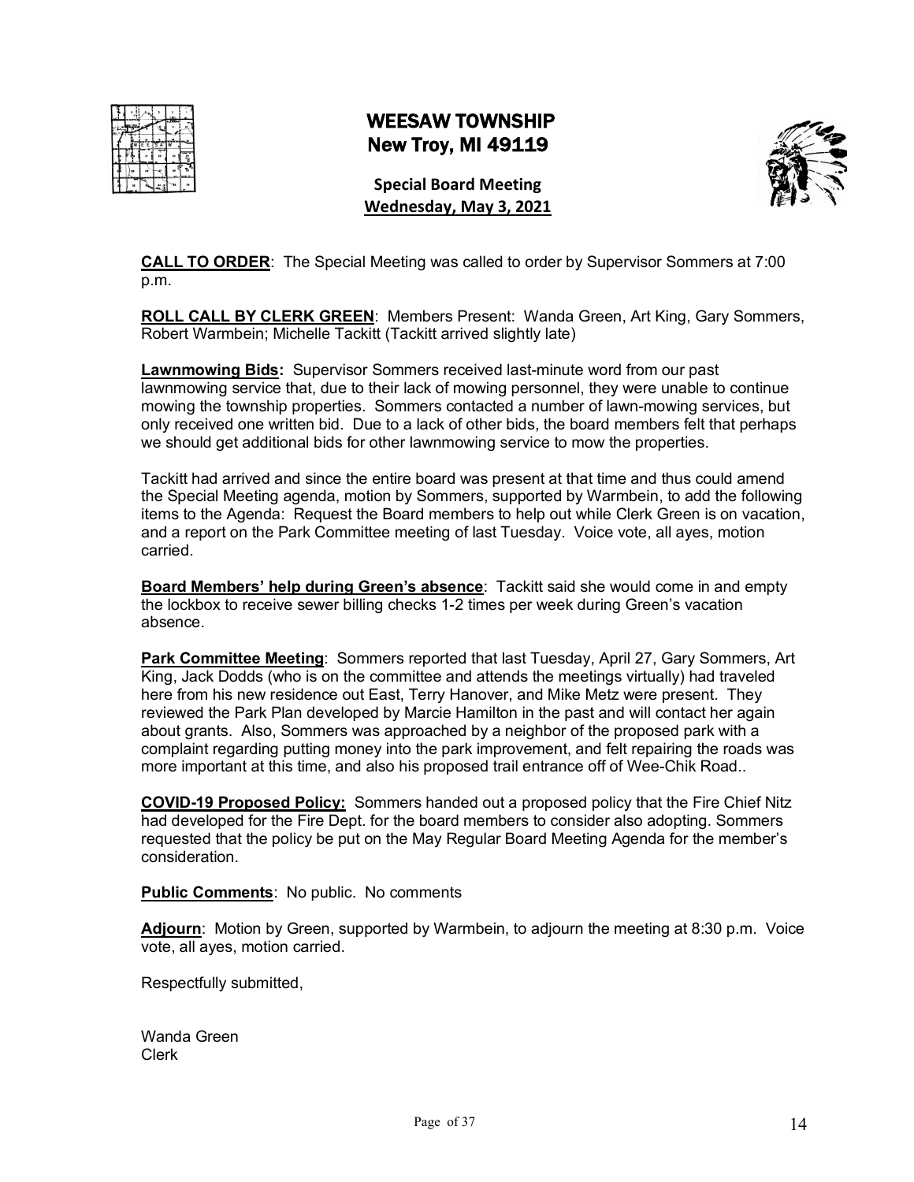# WEESAW TOWNSHIP
## New Troy, MI 49119

**Special Board Meeting**
**Wednesday, May 3, 2021**

**CALL TO ORDER**: The Special Meeting was called to order by Supervisor Sommers at 7:00 p.m.

**ROLL CALL BY CLERK GREEN**: Members Present: Wanda Green, Art King, Gary Sommers, Robert Warmbein; Michelle Tackitt (Tackitt arrived slightly late)

**Lawnmowing Bids:** Supervisor Sommers received last-minute word from our past lawnmowing service that, due to their lack of mowing personnel, they were unable to continue mowing the township properties. Sommers contacted a number of lawn-mowing services, but only received one written bid. Due to a lack of other bids, the board members felt that perhaps we should get additional bids for other lawnmowing service to mow the properties.

Tackitt had arrived and since the entire board was present at that time and thus could amend the Special Meeting agenda, motion by Sommers, supported by Warmbein, to add the following items to the Agenda: Request the Board members to help out while Clerk Green is on vacation, and a report on the Park Committee meeting of last Tuesday. Voice vote, all ayes, motion carried.

**Board Members' help during Green's absence**: Tackitt said she would come in and empty the lockbox to receive sewer billing checks 1-2 times per week during Green's vacation absence.

**Park Committee Meeting**: Sommers reported that last Tuesday, April 27, Gary Sommers, Art King, Jack Dodds (who is on the committee and attends the meetings virtually) had traveled here from his new residence out East, Terry Hanover, and Mike Metz were present. They reviewed the Park Plan developed by Marcie Hamilton in the past and will contact her again about grants. Also, Sommers was approached by a neighbor of the proposed park with a complaint regarding putting money into the park improvement, and felt repairing the roads was more important at this time, and also his proposed trail entrance off of Wee-Chik Road..

**COVID-19 Proposed Policy:** Sommers handed out a proposed policy that the Fire Chief Nitz had developed for the Fire Dept. for the board members to consider also adopting. Sommers requested that the policy be put on the May Regular Board Meeting Agenda for the member's consideration.

**Public Comments**: No public. No comments

**Adjourn**: Motion by Green, supported by Warmbein, to adjourn the meeting at 8:30 p.m. Voice vote, all ayes, motion carried.

Respectfully submitted,

Wanda Green
Clerk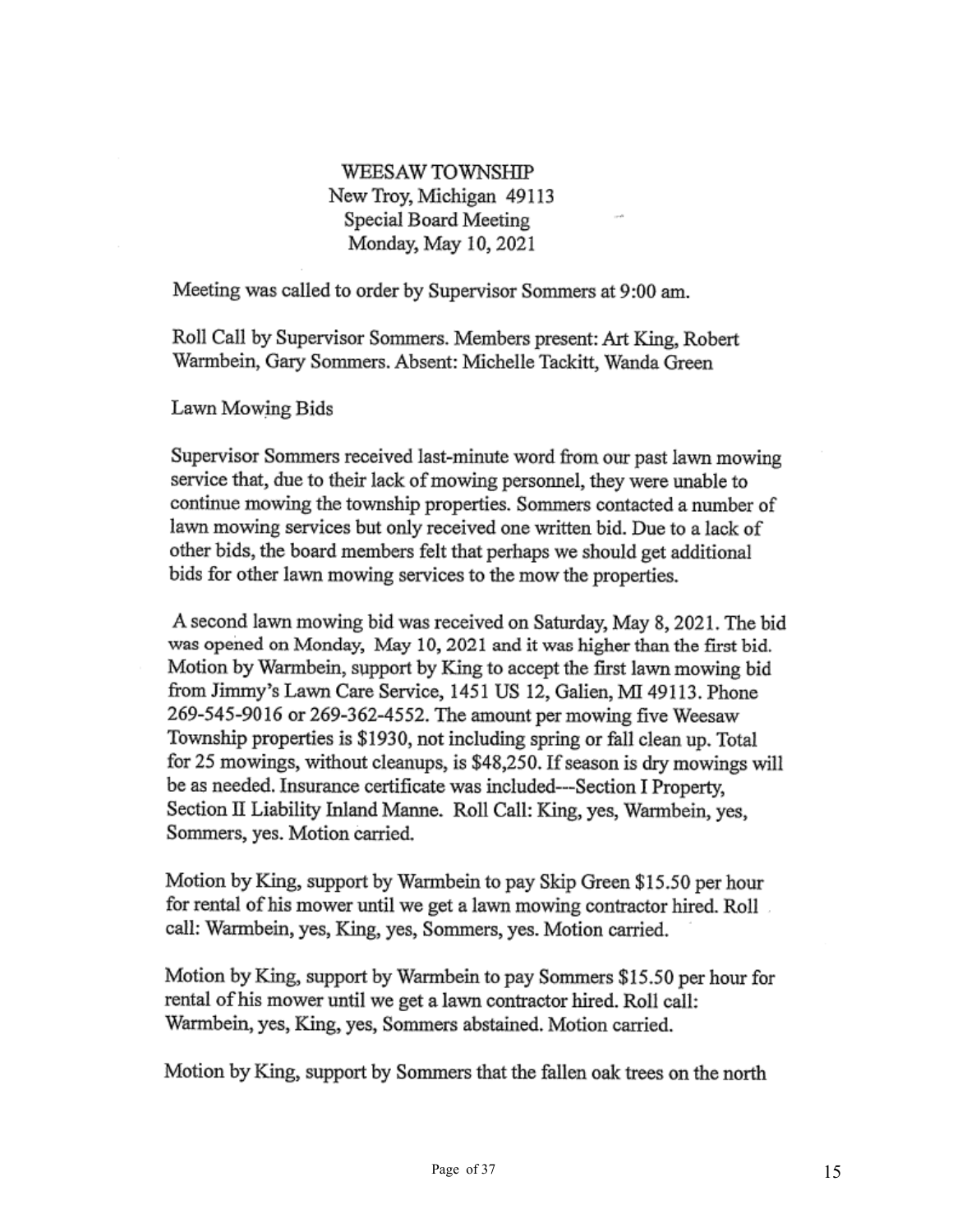WEESAW TOWNSHIP
New Troy, Michigan 49113
Special Board Meeting
Monday, May 10, 2021

Meeting was called to order by Supervisor Sommers at 9:00 am.

Roll Call by Supervisor Sommers. Members present: Art King, Robert Warmbein, Gary Sommers. Absent: Michelle Tackitt, Wanda Green

Lawn Mowing Bids

Supervisor Sommers received last-minute word from our past lawn mowing service that, due to their lack of mowing personnel, they were unable to continue mowing the township properties. Sommers contacted a number of lawn mowing services but only received one written bid. Due to a lack of other bids, the board members felt that perhaps we should get additional bids for other lawn mowing services to the mow the properties.

A second lawn mowing bid was received on Saturday, May 8, 2021. The bid was opened on Monday, May 10, 2021 and it was higher than the first bid. Motion by Warmbein, support by King to accept the first lawn mowing bid from Jimmy's Lawn Care Service, 1451 US 12, Galien, MI 49113. Phone 269-545-9016 or 269-362-4552. The amount per mowing five Weesaw Township properties is $1930, not including spring or fall clean up. Total for 25 mowings, without cleanups, is $48,250. If season is dry mowings will be as needed. Insurance certificate was included---Section I Property, Section II Liability Inland Manne. Roll Call: King, yes, Warmbein, yes, Sommers, yes. Motion carried.

Motion by King, support by Warmbein to pay Skip Green $15.50 per hour for rental of his mower until we get a lawn mowing contractor hired. Roll call: Warmbein, yes, King, yes, Sommers, yes. Motion carried.

Motion by King, support by Warmbein to pay Sommers $15.50 per hour for rental of his mower until we get a lawn contractor hired. Roll call: Warmbein, yes, King, yes, Sommers abstained. Motion carried.

Motion by King, support by Sommers that the fallen oak trees on the north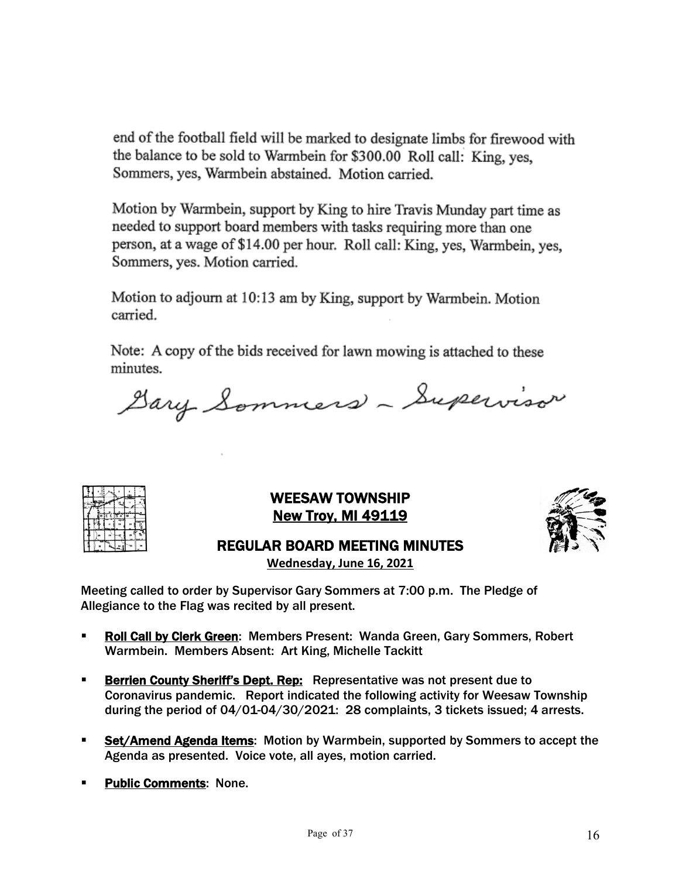end of the football field will be marked to designate limbs for firewood with the balance to be sold to Warmbein for $300.00 Roll call: King, yes, Sommers, yes, Warmbein abstained. Motion carried.

Motion by Warmbein, support by King to hire Travis Munday part time as needed to support board members with tasks requiring more than one person, at a wage of $14.00 per hour. Roll call: King, yes, Warmbein, yes, Sommers, yes. Motion carried.

Motion to adjourn at 10:13 am by King, support by Warmbein. Motion carried.

Note: A copy of the bids received for lawn mowing is attached to these minutes.

Gary Sommers – Supervisor

# WEESAW TOWNSHIP

## New Troy, MI 49119

## REGULAR BOARD MEETING MINUTES

**Wednesday, June 16, 2021**

Meeting called to order by Supervisor Gary Sommers at 7:00 p.m. The Pledge of Allegiance to the Flag was recited by all present.

- **Roll Call by Clerk Green**: Members Present: Wanda Green, Gary Sommers, Robert Warmbein. Members Absent: Art King, Michelle Tackitt
- **Berrien County Sheriff's Dept. Rep:** Representative was not present due to Coronavirus pandemic. Report indicated the following activity for Weesaw Township during the period of 04/01-04/30/2021: 28 complaints, 3 tickets issued; 4 arrests.
- **Set/Amend Agenda Items**: Motion by Warmbein, supported by Sommers to accept the Agenda as presented. Voice vote, all ayes, motion carried.
- **Public Comments**: None.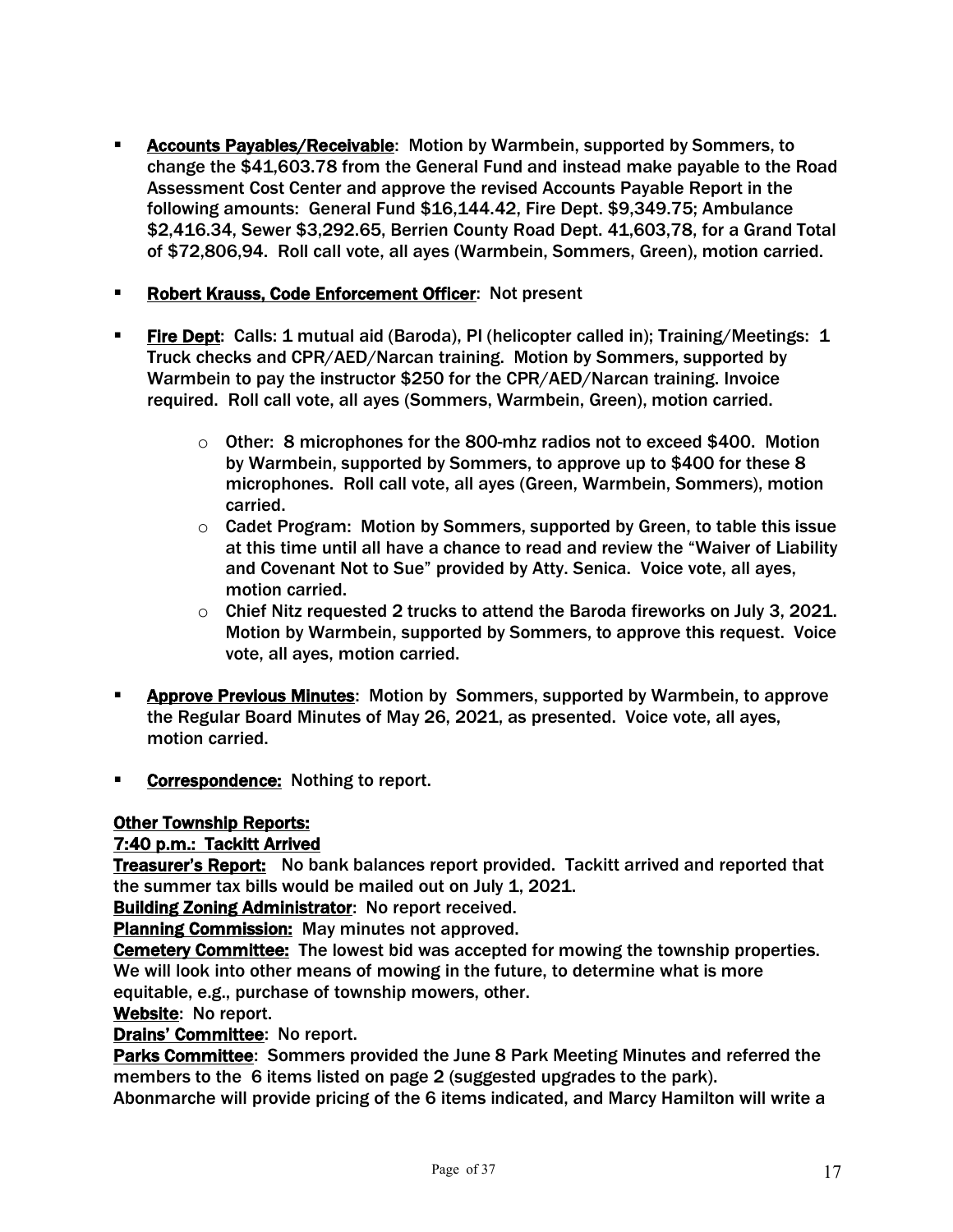- **Accounts Payables/Receivable**: Motion by Warmbein, supported by Sommers, to change the $41,603.78 from the General Fund and instead make payable to the Road Assessment Cost Center and approve the revised Accounts Payable Report in the following amounts: General Fund $16,144.42, Fire Dept. $9,349.75; Ambulance $2,416.34, Sewer $3,292.65, Berrien County Road Dept. 41,603,78, for a Grand Total of $72,806,94. Roll call vote, all ayes (Warmbein, Sommers, Green), motion carried.

- **Robert Krauss, Code Enforcement Officer**: Not present

- **Fire Dept**: Calls: 1 mutual aid (Baroda), PI (helicopter called in); Training/Meetings: 1 Truck checks and CPR/AED/Narcan training. Motion by Sommers, supported by Warmbein to pay the instructor $250 for the CPR/AED/Narcan training. Invoice required. Roll call vote, all ayes (Sommers, Warmbein, Green), motion carried.
  - Other: 8 microphones for the 800-mhz radios not to exceed $400. Motion by Warmbein, supported by Sommers, to approve up to $400 for these 8 microphones. Roll call vote, all ayes (Green, Warmbein, Sommers), motion carried.
  - Cadet Program: Motion by Sommers, supported by Green, to table this issue at this time until all have a chance to read and review the "Waiver of Liability and Covenant Not to Sue" provided by Atty. Senica. Voice vote, all ayes, motion carried.
  - Chief Nitz requested 2 trucks to attend the Baroda fireworks on July 3, 2021. Motion by Warmbein, supported by Sommers, to approve this request. Voice vote, all ayes, motion carried.

- **Approve Previous Minutes**: Motion by Sommers, supported by Warmbein, to approve the Regular Board Minutes of May 26, 2021, as presented. Voice vote, all ayes, motion carried.

- **Correspondence:** Nothing to report.

**Other Township Reports:**

**7:40 p.m.: Tackitt Arrived**

**Treasurer's Report:** No bank balances report provided. Tackitt arrived and reported that the summer tax bills would be mailed out on July 1, 2021.

**Building Zoning Administrator**: No report received.

**Planning Commission:** May minutes not approved.

**Cemetery Committee:** The lowest bid was accepted for mowing the township properties. We will look into other means of mowing in the future, to determine what is more equitable, e.g., purchase of township mowers, other.

**Website**: No report.

**Drains' Committee**: No report.

**Parks Committee**: Sommers provided the June 8 Park Meeting Minutes and referred the members to the 6 items listed on page 2 (suggested upgrades to the park). Abonmarche will provide pricing of the 6 items indicated, and Marcy Hamilton will write a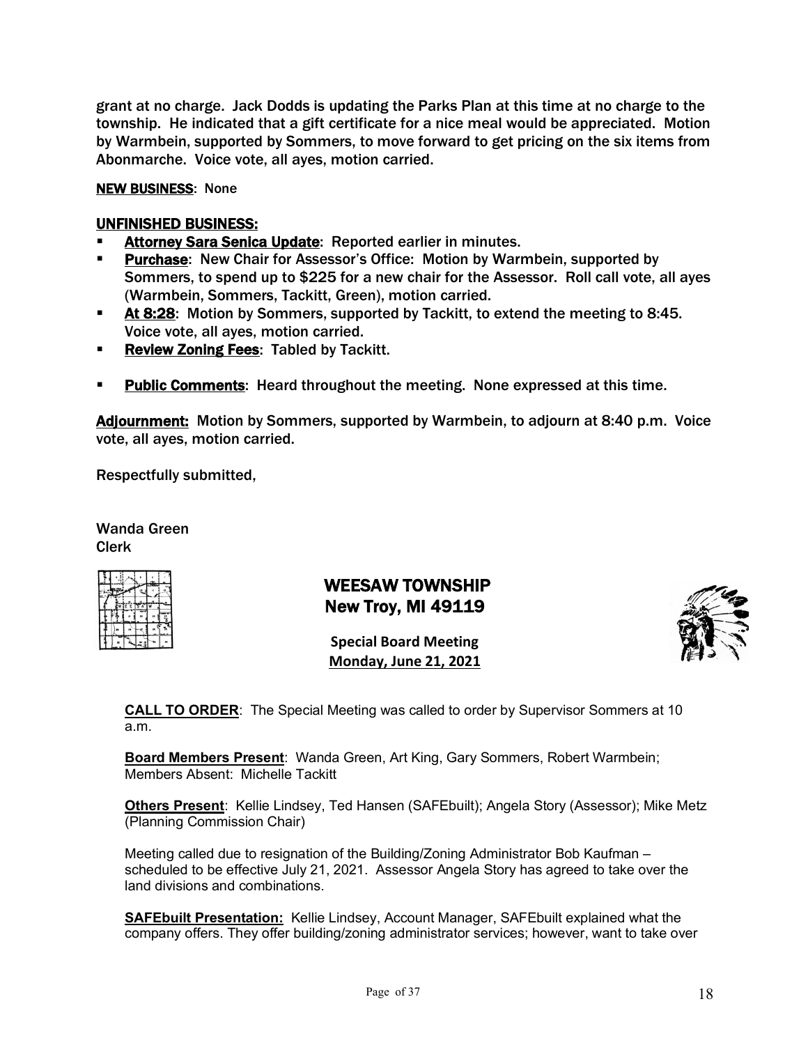grant at no charge. Jack Dodds is updating the Parks Plan at this time at no charge to the township. He indicated that a gift certificate for a nice meal would be appreciated. Motion by Warmbein, supported by Sommers, to move forward to get pricing on the six items from Abonmarche. Voice vote, all ayes, motion carried.

**NEW BUSINESS**: None

**UNFINISHED BUSINESS:**

- **Attorney Sara Senica Update**: Reported earlier in minutes.
- **Purchase**: New Chair for Assessor's Office: Motion by Warmbein, supported by Sommers, to spend up to $225 for a new chair for the Assessor. Roll call vote, all ayes (Warmbein, Sommers, Tackitt, Green), motion carried.
- **At 8:28**: Motion by Sommers, supported by Tackitt, to extend the meeting to 8:45. Voice vote, all ayes, motion carried.
- **Review Zoning Fees**: Tabled by Tackitt.
- **Public Comments**: Heard throughout the meeting. None expressed at this time.

**Adjournment:** Motion by Sommers, supported by Warmbein, to adjourn at 8:40 p.m. Voice vote, all ayes, motion carried.

Respectfully submitted,

Wanda Green
Clerk

## WEESAW TOWNSHIP
## New Troy, MI 49119

**Special Board Meeting**
**Monday, June 21, 2021**

**CALL TO ORDER**: The Special Meeting was called to order by Supervisor Sommers at 10 a.m.

**Board Members Present**: Wanda Green, Art King, Gary Sommers, Robert Warmbein; Members Absent: Michelle Tackitt

**Others Present**: Kellie Lindsey, Ted Hansen (SAFEbuilt); Angela Story (Assessor); Mike Metz (Planning Commission Chair)

Meeting called due to resignation of the Building/Zoning Administrator Bob Kaufman – scheduled to be effective July 21, 2021. Assessor Angela Story has agreed to take over the land divisions and combinations.

**SAFEbuilt Presentation:** Kellie Lindsey, Account Manager, SAFEbuilt explained what the company offers. They offer building/zoning administrator services; however, want to take over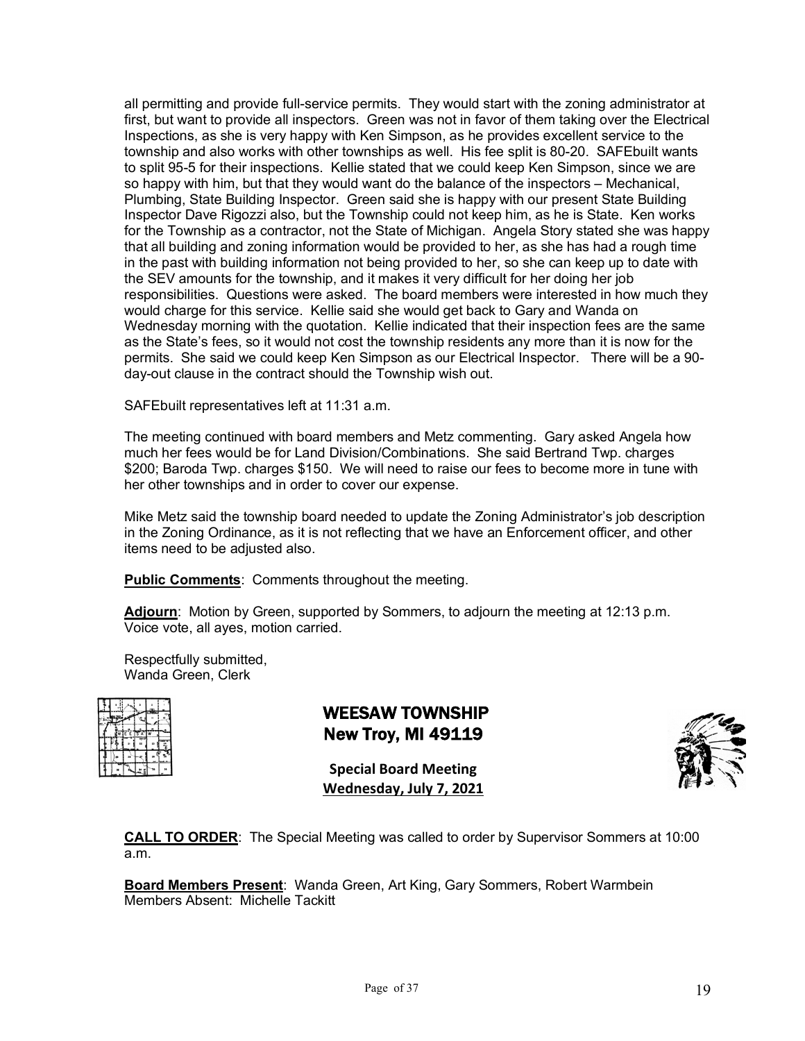all permitting and provide full-service permits. They would start with the zoning administrator at first, but want to provide all inspectors. Green was not in favor of them taking over the Electrical Inspections, as she is very happy with Ken Simpson, as he provides excellent service to the township and also works with other townships as well. His fee split is 80-20. SAFEbuilt wants to split 95-5 for their inspections. Kellie stated that we could keep Ken Simpson, since we are so happy with him, but that they would want do the balance of the inspectors – Mechanical, Plumbing, State Building Inspector. Green said she is happy with our present State Building Inspector Dave Rigozzi also, but the Township could not keep him, as he is State. Ken works for the Township as a contractor, not the State of Michigan. Angela Story stated she was happy that all building and zoning information would be provided to her, as she has had a rough time in the past with building information not being provided to her, so she can keep up to date with the SEV amounts for the township, and it makes it very difficult for her doing her job responsibilities. Questions were asked. The board members were interested in how much they would charge for this service. Kellie said she would get back to Gary and Wanda on Wednesday morning with the quotation. Kellie indicated that their inspection fees are the same as the State's fees, so it would not cost the township residents any more than it is now for the permits. She said we could keep Ken Simpson as our Electrical Inspector. There will be a 90-day-out clause in the contract should the Township wish out.

SAFEbuilt representatives left at 11:31 a.m.

The meeting continued with board members and Metz commenting. Gary asked Angela how much her fees would be for Land Division/Combinations. She said Bertrand Twp. charges $200; Baroda Twp. charges $150. We will need to raise our fees to become more in tune with her other townships and in order to cover our expense.

Mike Metz said the township board needed to update the Zoning Administrator's job description in the Zoning Ordinance, as it is not reflecting that we have an Enforcement officer, and other items need to be adjusted also.

**Public Comments**: Comments throughout the meeting.

**Adjourn**: Motion by Green, supported by Sommers, to adjourn the meeting at 12:13 p.m. Voice vote, all ayes, motion carried.

Respectfully submitted,
Wanda Green, Clerk

## WEESAW TOWNSHIP
## New Troy, MI 49119

**Special Board Meeting**
**Wednesday, July 7, 2021**

**CALL TO ORDER**: The Special Meeting was called to order by Supervisor Sommers at 10:00 a.m.

**Board Members Present**: Wanda Green, Art King, Gary Sommers, Robert Warmbein
Members Absent: Michelle Tackitt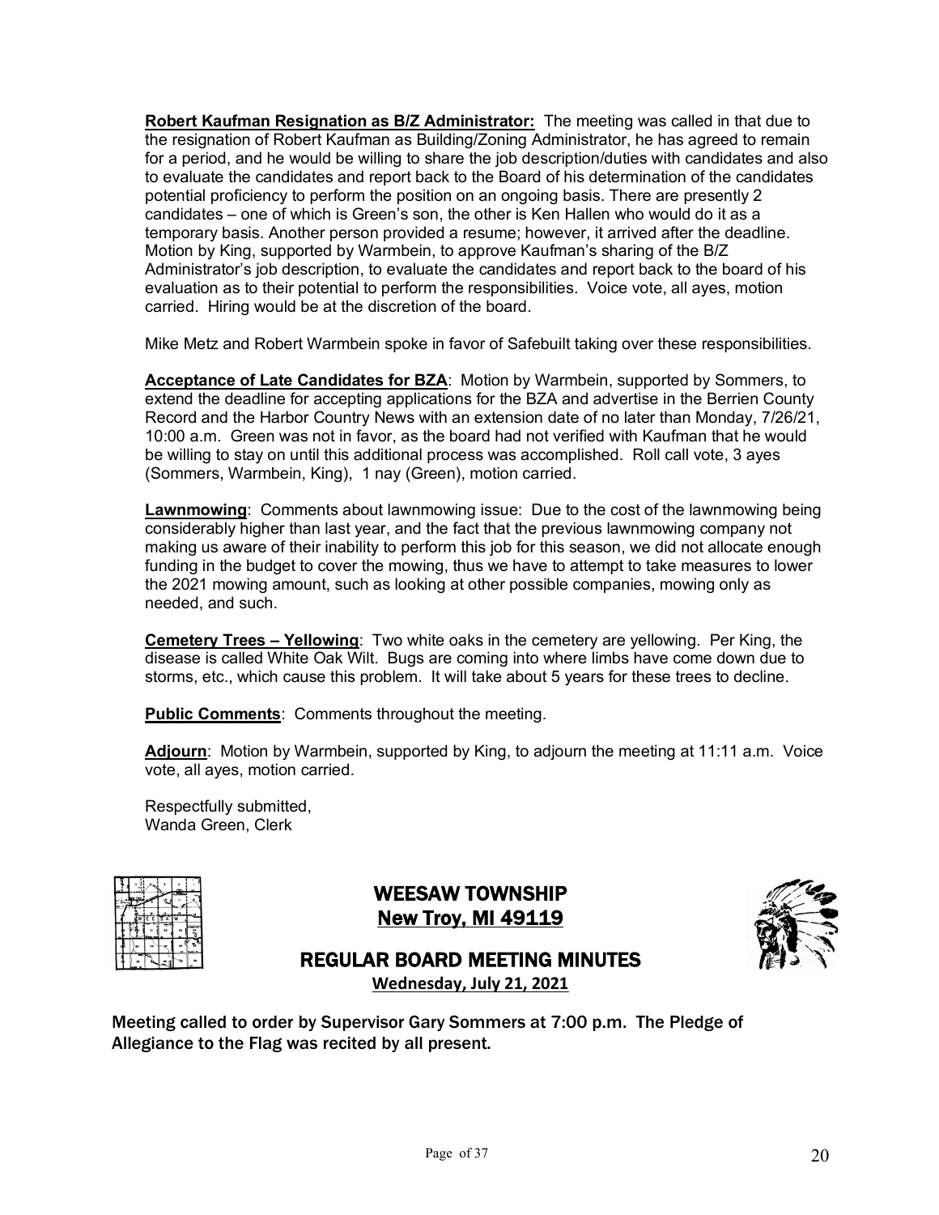**Robert Kaufman Resignation as B/Z Administrator:** The meeting was called in that due to the resignation of Robert Kaufman as Building/Zoning Administrator, he has agreed to remain for a period, and he would be willing to share the job description/duties with candidates and also to evaluate the candidates and report back to the Board of his determination of the candidates potential proficiency to perform the position on an ongoing basis. There are presently 2 candidates – one of which is Green's son, the other is Ken Hallen who would do it as a temporary basis. Another person provided a resume; however, it arrived after the deadline. Motion by King, supported by Warmbein, to approve Kaufman's sharing of the B/Z Administrator's job description, to evaluate the candidates and report back to the board of his evaluation as to their potential to perform the responsibilities. Voice vote, all ayes, motion carried. Hiring would be at the discretion of the board.

Mike Metz and Robert Warmbein spoke in favor of Safebuilt taking over these responsibilities.

**Acceptance of Late Candidates for BZA**: Motion by Warmbein, supported by Sommers, to extend the deadline for accepting applications for the BZA and advertise in the Berrien County Record and the Harbor Country News with an extension date of no later than Monday, 7/26/21, 10:00 a.m. Green was not in favor, as the board had not verified with Kaufman that he would be willing to stay on until this additional process was accomplished. Roll call vote, 3 ayes (Sommers, Warmbein, King), 1 nay (Green), motion carried.

**Lawnmowing**: Comments about lawnmowing issue: Due to the cost of the lawnmowing being considerably higher than last year, and the fact that the previous lawnmowing company not making us aware of their inability to perform this job for this season, we did not allocate enough funding in the budget to cover the mowing, thus we have to attempt to take measures to lower the 2021 mowing amount, such as looking at other possible companies, mowing only as needed, and such.

**Cemetery Trees – Yellowing**: Two white oaks in the cemetery are yellowing. Per King, the disease is called White Oak Wilt. Bugs are coming into where limbs have come down due to storms, etc., which cause this problem. It will take about 5 years for these trees to decline.

**Public Comments**: Comments throughout the meeting.

**Adjourn**: Motion by Warmbein, supported by King, to adjourn the meeting at 11:11 a.m. Voice vote, all ayes, motion carried.

Respectfully submitted,
Wanda Green, Clerk

# WEESAW TOWNSHIP
## New Troy, MI 49119

## REGULAR BOARD MEETING MINUTES
**Wednesday, July 21, 2021**

Meeting called to order by Supervisor Gary Sommers at 7:00 p.m. The Pledge of Allegiance to the Flag was recited by all present.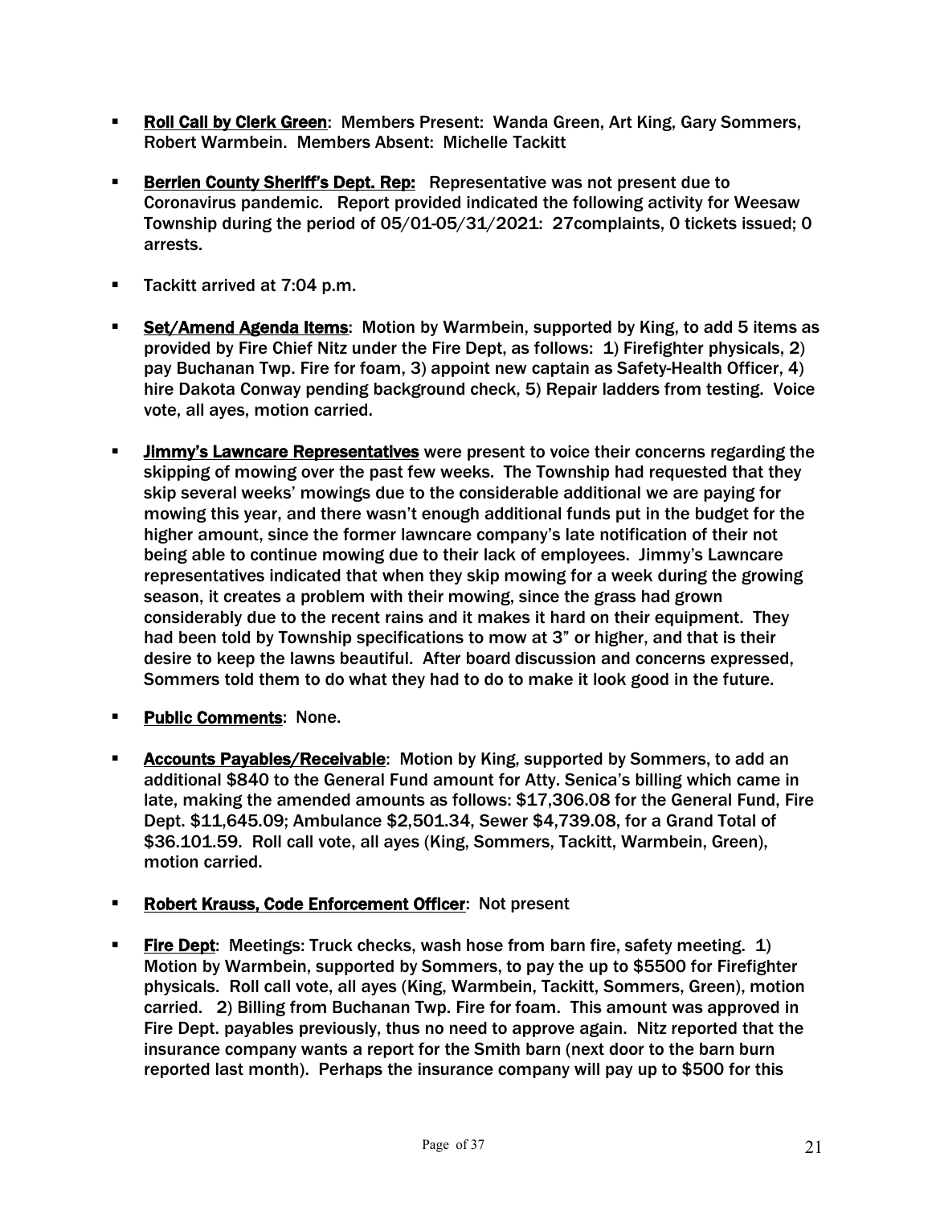- **Roll Call by Clerk Green**: Members Present: Wanda Green, Art King, Gary Sommers, Robert Warmbein. Members Absent: Michelle Tackitt

- **Berrien County Sheriff's Dept. Rep:** Representative was not present due to Coronavirus pandemic. Report provided indicated the following activity for Weesaw Township during the period of 05/01-05/31/2021: 27complaints, 0 tickets issued; 0 arrests.

- Tackitt arrived at 7:04 p.m.

- **Set/Amend Agenda Items**: Motion by Warmbein, supported by King, to add 5 items as provided by Fire Chief Nitz under the Fire Dept, as follows: 1) Firefighter physicals, 2) pay Buchanan Twp. Fire for foam, 3) appoint new captain as Safety-Health Officer, 4) hire Dakota Conway pending background check, 5) Repair ladders from testing. Voice vote, all ayes, motion carried.

- **Jimmy's Lawncare Representatives** were present to voice their concerns regarding the skipping of mowing over the past few weeks. The Township had requested that they skip several weeks' mowings due to the considerable additional we are paying for mowing this year, and there wasn't enough additional funds put in the budget for the higher amount, since the former lawncare company's late notification of their not being able to continue mowing due to their lack of employees. Jimmy's Lawncare representatives indicated that when they skip mowing for a week during the growing season, it creates a problem with their mowing, since the grass had grown considerably due to the recent rains and it makes it hard on their equipment. They had been told by Township specifications to mow at 3" or higher, and that is their desire to keep the lawns beautiful. After board discussion and concerns expressed, Sommers told them to do what they had to do to make it look good in the future.

- **Public Comments**: None.

- **Accounts Payables/Receivable**: Motion by King, supported by Sommers, to add an additional $840 to the General Fund amount for Atty. Senica's billing which came in late, making the amended amounts as follows: $17,306.08 for the General Fund, Fire Dept. $11,645.09; Ambulance $2,501.34, Sewer $4,739.08, for a Grand Total of $36.101.59. Roll call vote, all ayes (King, Sommers, Tackitt, Warmbein, Green), motion carried.

- **Robert Krauss, Code Enforcement Officer**: Not present

- **Fire Dept**: Meetings: Truck checks, wash hose from barn fire, safety meeting. 1) Motion by Warmbein, supported by Sommers, to pay the up to $5500 for Firefighter physicals. Roll call vote, all ayes (King, Warmbein, Tackitt, Sommers, Green), motion carried. 2) Billing from Buchanan Twp. Fire for foam. This amount was approved in Fire Dept. payables previously, thus no need to approve again. Nitz reported that the insurance company wants a report for the Smith barn (next door to the barn burn reported last month). Perhaps the insurance company will pay up to $500 for this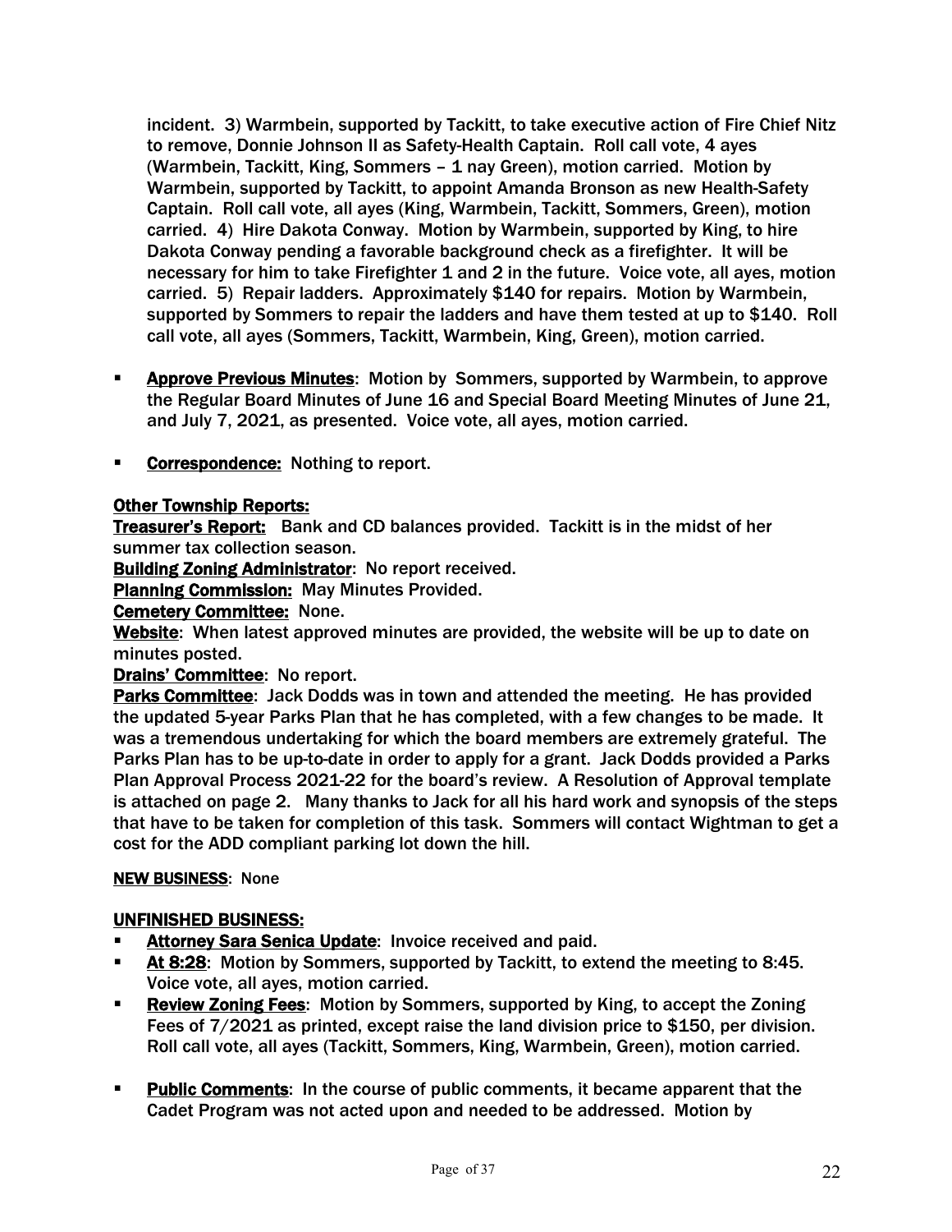incident. 3) Warmbein, supported by Tackitt, to take executive action of Fire Chief Nitz to remove, Donnie Johnson II as Safety-Health Captain. Roll call vote, 4 ayes (Warmbein, Tackitt, King, Sommers – 1 nay Green), motion carried. Motion by Warmbein, supported by Tackitt, to appoint Amanda Bronson as new Health-Safety Captain. Roll call vote, all ayes (King, Warmbein, Tackitt, Sommers, Green), motion carried. 4) Hire Dakota Conway. Motion by Warmbein, supported by King, to hire Dakota Conway pending a favorable background check as a firefighter. It will be necessary for him to take Firefighter 1 and 2 in the future. Voice vote, all ayes, motion carried. 5) Repair ladders. Approximately $140 for repairs. Motion by Warmbein, supported by Sommers to repair the ladders and have them tested at up to $140. Roll call vote, all ayes (Sommers, Tackitt, Warmbein, King, Green), motion carried.

- **Approve Previous Minutes**: Motion by Sommers, supported by Warmbein, to approve the Regular Board Minutes of June 16 and Special Board Meeting Minutes of June 21, and July 7, 2021, as presented. Voice vote, all ayes, motion carried.

- **Correspondence:** Nothing to report.

**Other Township Reports:**

**Treasurer's Report:** Bank and CD balances provided. Tackitt is in the midst of her summer tax collection season.

**Building Zoning Administrator**: No report received.

**Planning Commission:** May Minutes Provided.

**Cemetery Committee:** None.

**Website**: When latest approved minutes are provided, the website will be up to date on minutes posted.

**Drains' Committee**: No report.

**Parks Committee**: Jack Dodds was in town and attended the meeting. He has provided the updated 5-year Parks Plan that he has completed, with a few changes to be made. It was a tremendous undertaking for which the board members are extremely grateful. The Parks Plan has to be up-to-date in order to apply for a grant. Jack Dodds provided a Parks Plan Approval Process 2021-22 for the board's review. A Resolution of Approval template is attached on page 2. Many thanks to Jack for all his hard work and synopsis of the steps that have to be taken for completion of this task. Sommers will contact Wightman to get a cost for the ADD compliant parking lot down the hill.

**NEW BUSINESS**: None

**UNFINISHED BUSINESS:**

- **Attorney Sara Senica Update**: Invoice received and paid.
- **At 8:28**: Motion by Sommers, supported by Tackitt, to extend the meeting to 8:45. Voice vote, all ayes, motion carried.
- **Review Zoning Fees**: Motion by Sommers, supported by King, to accept the Zoning Fees of 7/2021 as printed, except raise the land division price to $150, per division. Roll call vote, all ayes (Tackitt, Sommers, King, Warmbein, Green), motion carried.

- **Public Comments**: In the course of public comments, it became apparent that the Cadet Program was not acted upon and needed to be addressed. Motion by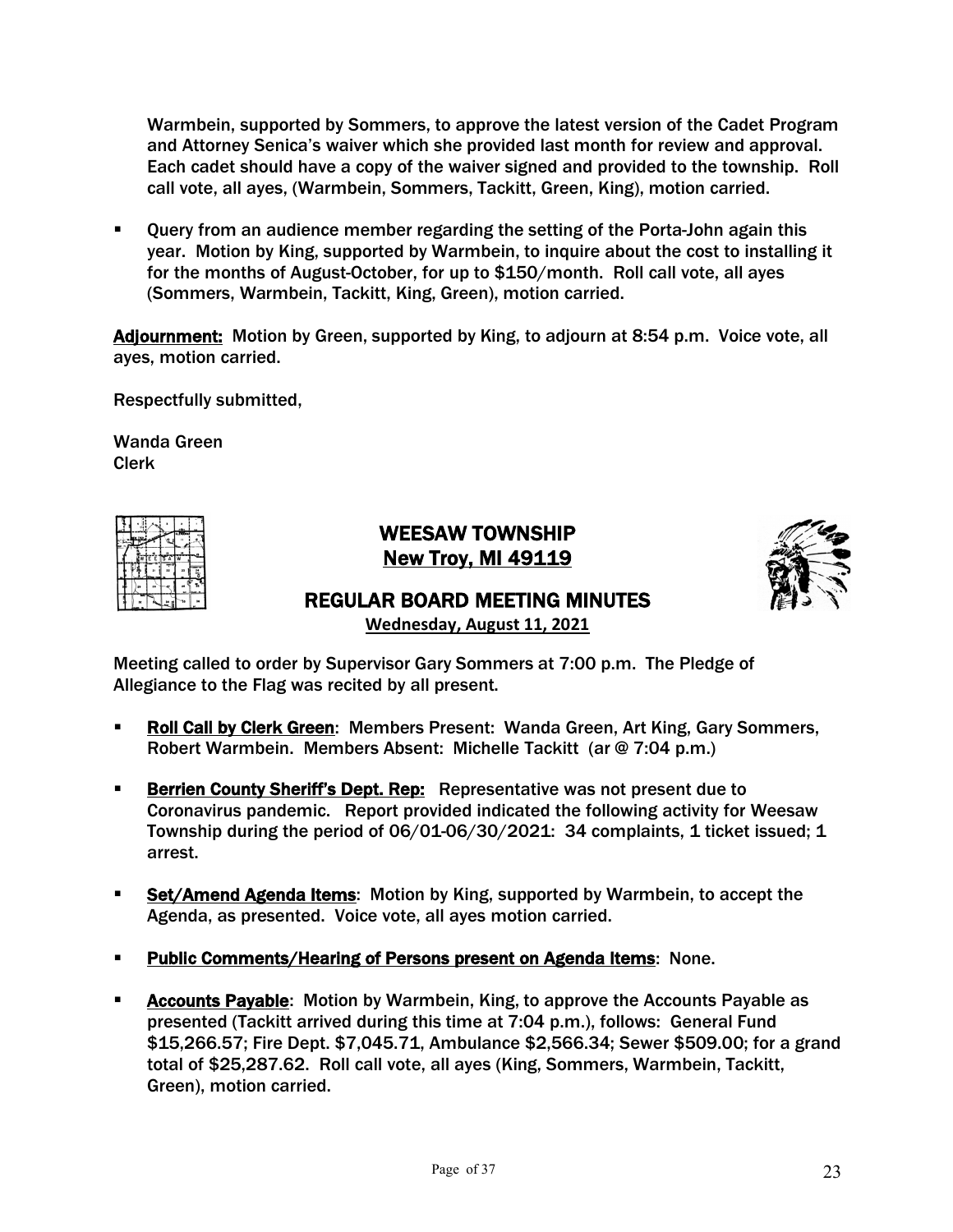Warmbein, supported by Sommers, to approve the latest version of the Cadet Program and Attorney Senica's waiver which she provided last month for review and approval. Each cadet should have a copy of the waiver signed and provided to the township. Roll call vote, all ayes, (Warmbein, Sommers, Tackitt, Green, King), motion carried.

- Query from an audience member regarding the setting of the Porta-John again this year. Motion by King, supported by Warmbein, to inquire about the cost to installing it for the months of August-October, for up to $150/month. Roll call vote, all ayes (Sommers, Warmbein, Tackitt, King, Green), motion carried.

**Adjournment:** Motion by Green, supported by King, to adjourn at 8:54 p.m. Voice vote, all ayes, motion carried.

Respectfully submitted,

Wanda Green
Clerk

# WEESAW TOWNSHIP
## New Troy, MI 49119

## REGULAR BOARD MEETING MINUTES
**Wednesday, August 11, 2021**

Meeting called to order by Supervisor Gary Sommers at 7:00 p.m. The Pledge of Allegiance to the Flag was recited by all present.

- **Roll Call by Clerk Green**: Members Present: Wanda Green, Art King, Gary Sommers, Robert Warmbein. Members Absent: Michelle Tackitt (ar @ 7:04 p.m.)
- **Berrien County Sheriff's Dept. Rep:** Representative was not present due to Coronavirus pandemic. Report provided indicated the following activity for Weesaw Township during the period of 06/01-06/30/2021: 34 complaints, 1 ticket issued; 1 arrest.
- **Set/Amend Agenda Items**: Motion by King, supported by Warmbein, to accept the Agenda, as presented. Voice vote, all ayes motion carried.
- **Public Comments/Hearing of Persons present on Agenda Items**: None.
- **Accounts Payable**: Motion by Warmbein, King, to approve the Accounts Payable as presented (Tackitt arrived during this time at 7:04 p.m.), follows: General Fund $15,266.57; Fire Dept. $7,045.71, Ambulance $2,566.34; Sewer $509.00; for a grand total of $25,287.62. Roll call vote, all ayes (King, Sommers, Warmbein, Tackitt, Green), motion carried.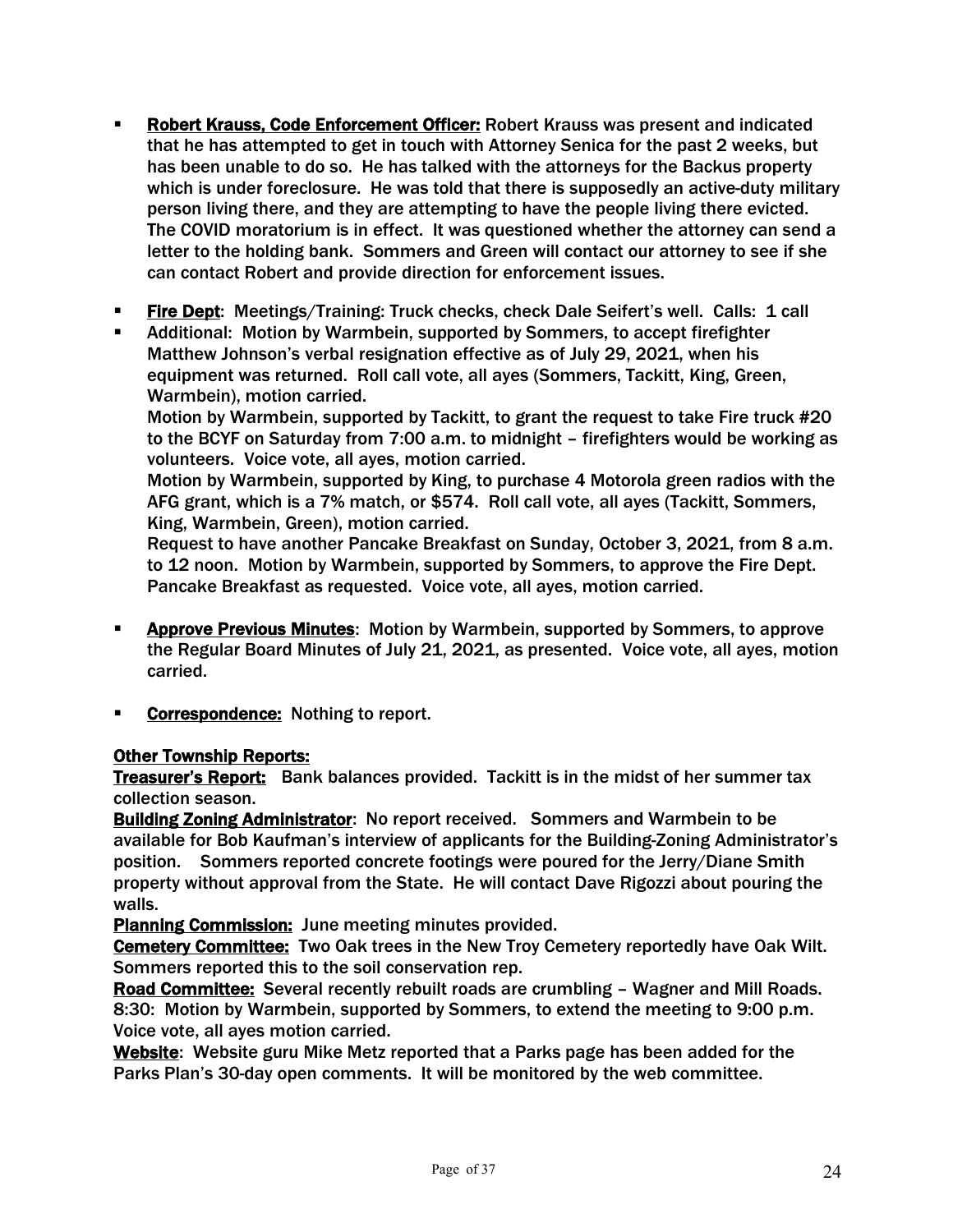- **Robert Krauss, Code Enforcement Officer:** Robert Krauss was present and indicated that he has attempted to get in touch with Attorney Senica for the past 2 weeks, but has been unable to do so. He has talked with the attorneys for the Backus property which is under foreclosure. He was told that there is supposedly an active-duty military person living there, and they are attempting to have the people living there evicted. The COVID moratorium is in effect. It was questioned whether the attorney can send a letter to the holding bank. Sommers and Green will contact our attorney to see if she can contact Robert and provide direction for enforcement issues.

- **Fire Dept**: Meetings/Training: Truck checks, check Dale Seifert's well. Calls: 1 call
- Additional: Motion by Warmbein, supported by Sommers, to accept firefighter Matthew Johnson's verbal resignation effective as of July 29, 2021, when his equipment was returned. Roll call vote, all ayes (Sommers, Tackitt, King, Green, Warmbein), motion carried.
  Motion by Warmbein, supported by Tackitt, to grant the request to take Fire truck #20 to the BCYF on Saturday from 7:00 a.m. to midnight – firefighters would be working as volunteers. Voice vote, all ayes, motion carried.
  Motion by Warmbein, supported by King, to purchase 4 Motorola green radios with the AFG grant, which is a 7% match, or $574. Roll call vote, all ayes (Tackitt, Sommers, King, Warmbein, Green), motion carried.
  Request to have another Pancake Breakfast on Sunday, October 3, 2021, from 8 a.m. to 12 noon. Motion by Warmbein, supported by Sommers, to approve the Fire Dept. Pancake Breakfast as requested. Voice vote, all ayes, motion carried.

- **Approve Previous Minutes**: Motion by Warmbein, supported by Sommers, to approve the Regular Board Minutes of July 21, 2021, as presented. Voice vote, all ayes, motion carried.

- **Correspondence:** Nothing to report.

**Other Township Reports:**

**Treasurer's Report:** Bank balances provided. Tackitt is in the midst of her summer tax collection season.

**Building Zoning Administrator**: No report received. Sommers and Warmbein to be available for Bob Kaufman's interview of applicants for the Building-Zoning Administrator's position. Sommers reported concrete footings were poured for the Jerry/Diane Smith property without approval from the State. He will contact Dave Rigozzi about pouring the walls.

**Planning Commission:** June meeting minutes provided.

**Cemetery Committee:** Two Oak trees in the New Troy Cemetery reportedly have Oak Wilt. Sommers reported this to the soil conservation rep.

**Road Committee:** Several recently rebuilt roads are crumbling – Wagner and Mill Roads.
8:30: Motion by Warmbein, supported by Sommers, to extend the meeting to 9:00 p.m. Voice vote, all ayes motion carried.

**Website**: Website guru Mike Metz reported that a Parks page has been added for the Parks Plan's 30-day open comments. It will be monitored by the web committee.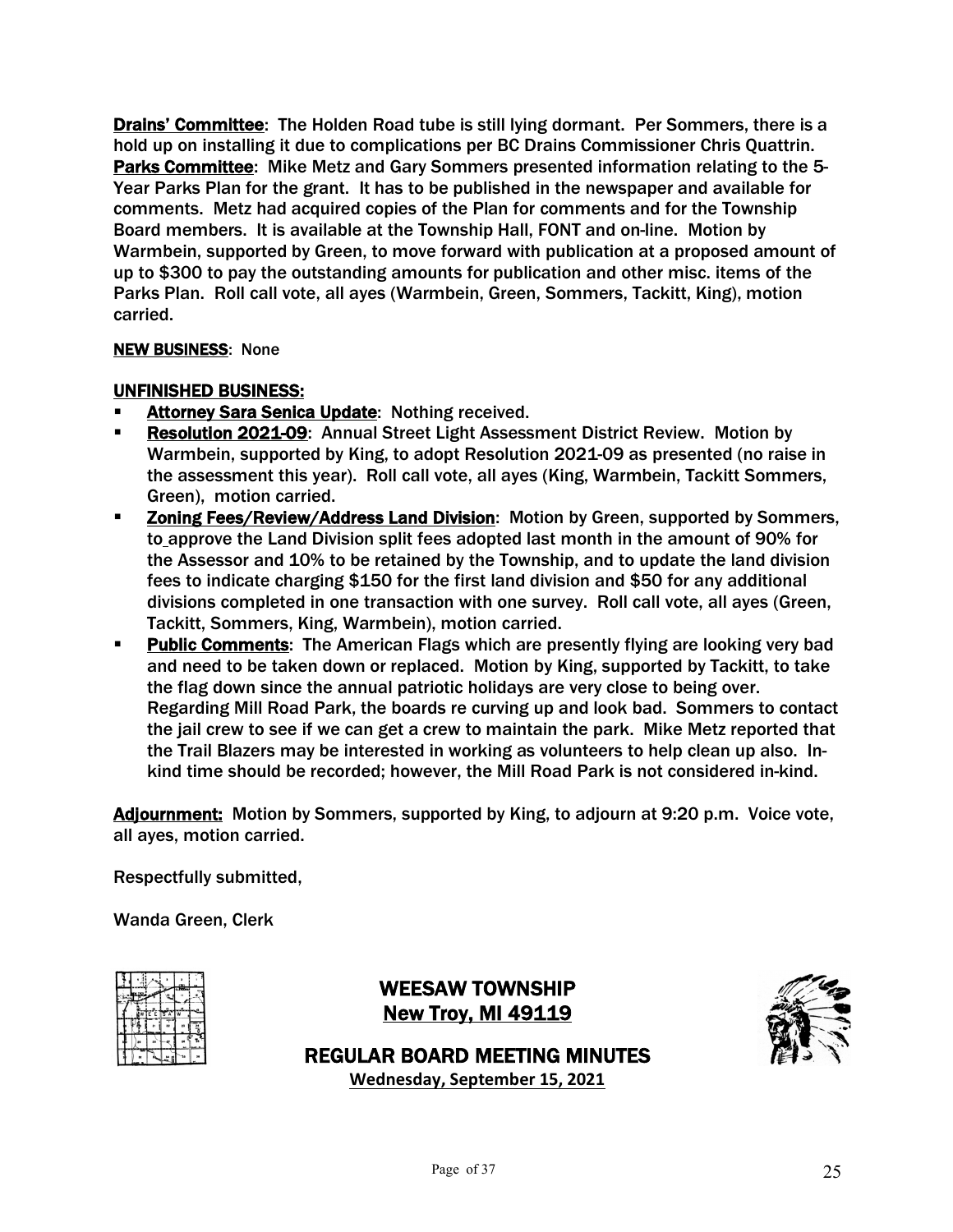**Drains' Committee**: The Holden Road tube is still lying dormant. Per Sommers, there is a hold up on installing it due to complications per BC Drains Commissioner Chris Quattrin.

**Parks Committee**: Mike Metz and Gary Sommers presented information relating to the 5-Year Parks Plan for the grant. It has to be published in the newspaper and available for comments. Metz had acquired copies of the Plan for comments and for the Township Board members. It is available at the Township Hall, FONT and on-line. Motion by Warmbein, supported by Green, to move forward with publication at a proposed amount of up to $300 to pay the outstanding amounts for publication and other misc. items of the Parks Plan. Roll call vote, all ayes (Warmbein, Green, Sommers, Tackitt, King), motion carried.

**NEW BUSINESS**: None

**UNFINISHED BUSINESS:**

- **Attorney Sara Senica Update**: Nothing received.
- **Resolution 2021-09**: Annual Street Light Assessment District Review. Motion by Warmbein, supported by King, to adopt Resolution 2021-09 as presented (no raise in the assessment this year). Roll call vote, all ayes (King, Warmbein, Tackitt Sommers, Green), motion carried.
- **Zoning Fees/Review/Address Land Division**: Motion by Green, supported by Sommers, to approve the Land Division split fees adopted last month in the amount of 90% for the Assessor and 10% to be retained by the Township, and to update the land division fees to indicate charging $150 for the first land division and $50 for any additional divisions completed in one transaction with one survey. Roll call vote, all ayes (Green, Tackitt, Sommers, King, Warmbein), motion carried.
- **Public Comments**: The American Flags which are presently flying are looking very bad and need to be taken down or replaced. Motion by King, supported by Tackitt, to take the flag down since the annual patriotic holidays are very close to being over. Regarding Mill Road Park, the boards re curving up and look bad. Sommers to contact the jail crew to see if we can get a crew to maintain the park. Mike Metz reported that the Trail Blazers may be interested in working as volunteers to help clean up also. In-kind time should be recorded; however, the Mill Road Park is not considered in-kind.

**Adjournment:** Motion by Sommers, supported by King, to adjourn at 9:20 p.m. Voice vote, all ayes, motion carried.

Respectfully submitted,

Wanda Green, Clerk

# WEESAW TOWNSHIP
## New Troy, MI 49119

## REGULAR BOARD MEETING MINUTES
**Wednesday, September 15, 2021**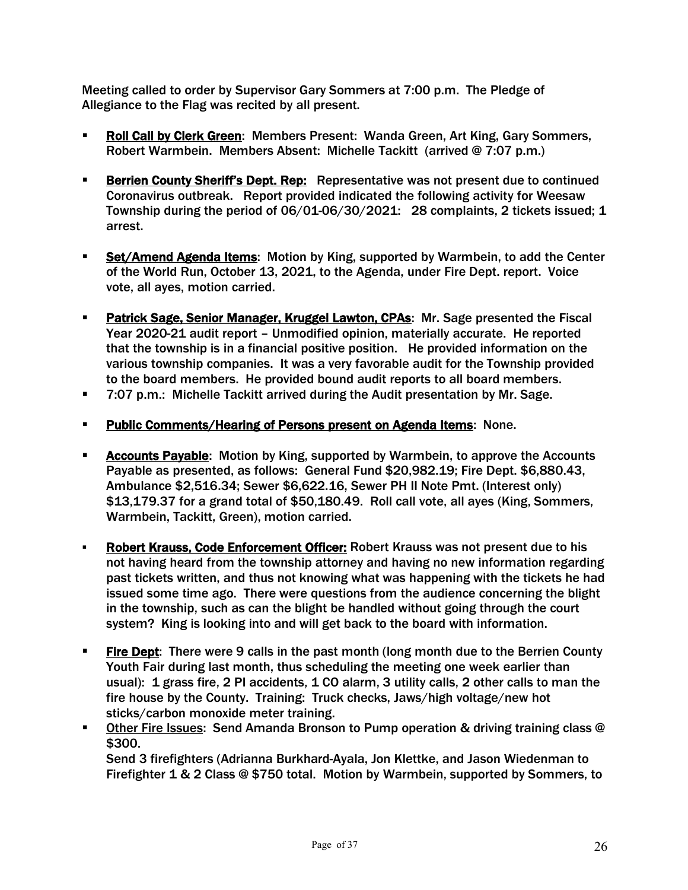Meeting called to order by Supervisor Gary Sommers at 7:00 p.m. The Pledge of Allegiance to the Flag was recited by all present.

- **Roll Call by Clerk Green**: Members Present: Wanda Green, Art King, Gary Sommers, Robert Warmbein. Members Absent: Michelle Tackitt (arrived @ 7:07 p.m.)

- **Berrien County Sheriff's Dept. Rep:** Representative was not present due to continued Coronavirus outbreak. Report provided indicated the following activity for Weesaw Township during the period of 06/01-06/30/2021: 28 complaints, 2 tickets issued; 1 arrest.

- **Set/Amend Agenda Items**: Motion by King, supported by Warmbein, to add the Center of the World Run, October 13, 2021, to the Agenda, under Fire Dept. report. Voice vote, all ayes, motion carried.

- **Patrick Sage, Senior Manager, Kruggel Lawton, CPAs**: Mr. Sage presented the Fiscal Year 2020-21 audit report – Unmodified opinion, materially accurate. He reported that the township is in a financial positive position. He provided information on the various township companies. It was a very favorable audit for the Township provided to the board members. He provided bound audit reports to all board members.
- 7:07 p.m.: Michelle Tackitt arrived during the Audit presentation by Mr. Sage.

- **Public Comments/Hearing of Persons present on Agenda Items**: None.

- **Accounts Payable**: Motion by King, supported by Warmbein, to approve the Accounts Payable as presented, as follows: General Fund $20,982.19; Fire Dept. $6,880.43, Ambulance $2,516.34; Sewer $6,622.16, Sewer PH II Note Pmt. (Interest only) $13,179.37 for a grand total of $50,180.49. Roll call vote, all ayes (King, Sommers, Warmbein, Tackitt, Green), motion carried.

- **Robert Krauss, Code Enforcement Officer:** Robert Krauss was not present due to his not having heard from the township attorney and having no new information regarding past tickets written, and thus not knowing what was happening with the tickets he had issued some time ago. There were questions from the audience concerning the blight in the township, such as can the blight be handled without going through the court system? King is looking into and will get back to the board with information.

- **Fire Dept**: There were 9 calls in the past month (long month due to the Berrien County Youth Fair during last month, thus scheduling the meeting one week earlier than usual): 1 grass fire, 2 PI accidents, 1 CO alarm, 3 utility calls, 2 other calls to man the fire house by the County. Training: Truck checks, Jaws/high voltage/new hot sticks/carbon monoxide meter training.
- Other Fire Issues: Send Amanda Bronson to Pump operation & driving training class @ $300.
  Send 3 firefighters (Adrianna Burkhard-Ayala, Jon Klettke, and Jason Wiedenman to Firefighter 1 & 2 Class @ $750 total. Motion by Warmbein, supported by Sommers, to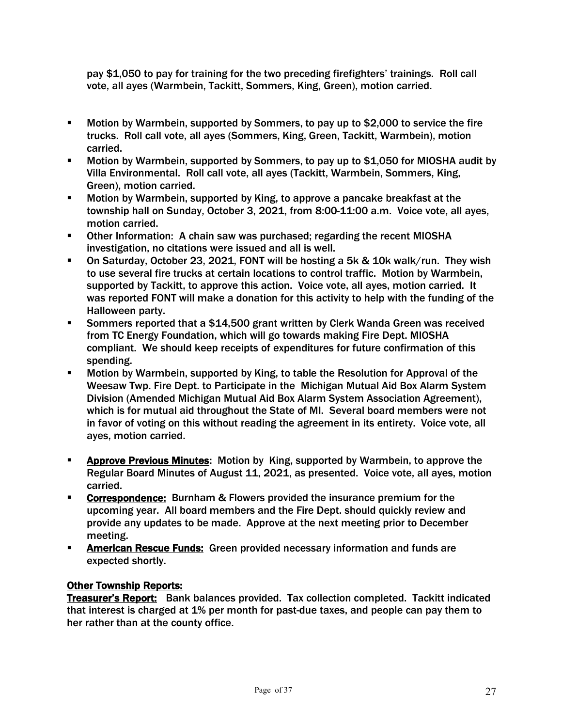pay $1,050 to pay for training for the two preceding firefighters' trainings. Roll call vote, all ayes (Warmbein, Tackitt, Sommers, King, Green), motion carried.

- Motion by Warmbein, supported by Sommers, to pay up to $2,000 to service the fire trucks. Roll call vote, all ayes (Sommers, King, Green, Tackitt, Warmbein), motion carried.
- Motion by Warmbein, supported by Sommers, to pay up to $1,050 for MIOSHA audit by Villa Environmental. Roll call vote, all ayes (Tackitt, Warmbein, Sommers, King, Green), motion carried.
- Motion by Warmbein, supported by King, to approve a pancake breakfast at the township hall on Sunday, October 3, 2021, from 8:00-11:00 a.m. Voice vote, all ayes, motion carried.
- Other Information: A chain saw was purchased; regarding the recent MIOSHA investigation, no citations were issued and all is well.
- On Saturday, October 23, 2021, FONT will be hosting a 5k & 10k walk/run. They wish to use several fire trucks at certain locations to control traffic. Motion by Warmbein, supported by Tackitt, to approve this action. Voice vote, all ayes, motion carried. It was reported FONT will make a donation for this activity to help with the funding of the Halloween party.
- Sommers reported that a $14,500 grant written by Clerk Wanda Green was received from TC Energy Foundation, which will go towards making Fire Dept. MIOSHA compliant. We should keep receipts of expenditures for future confirmation of this spending.
- Motion by Warmbein, supported by King, to table the Resolution for Approval of the Weesaw Twp. Fire Dept. to Participate in the Michigan Mutual Aid Box Alarm System Division (Amended Michigan Mutual Aid Box Alarm System Association Agreement), which is for mutual aid throughout the State of MI. Several board members were not in favor of voting on this without reading the agreement in its entirety. Voice vote, all ayes, motion carried.

- **Approve Previous Minutes**: Motion by King, supported by Warmbein, to approve the Regular Board Minutes of August 11, 2021, as presented. Voice vote, all ayes, motion carried.
- **Correspondence:** Burnham & Flowers provided the insurance premium for the upcoming year. All board members and the Fire Dept. should quickly review and provide any updates to be made. Approve at the next meeting prior to December meeting.
- **American Rescue Funds:** Green provided necessary information and funds are expected shortly.

**Other Township Reports:**

**Treasurer's Report:** Bank balances provided. Tax collection completed. Tackitt indicated that interest is charged at 1% per month for past-due taxes, and people can pay them to her rather than at the county office.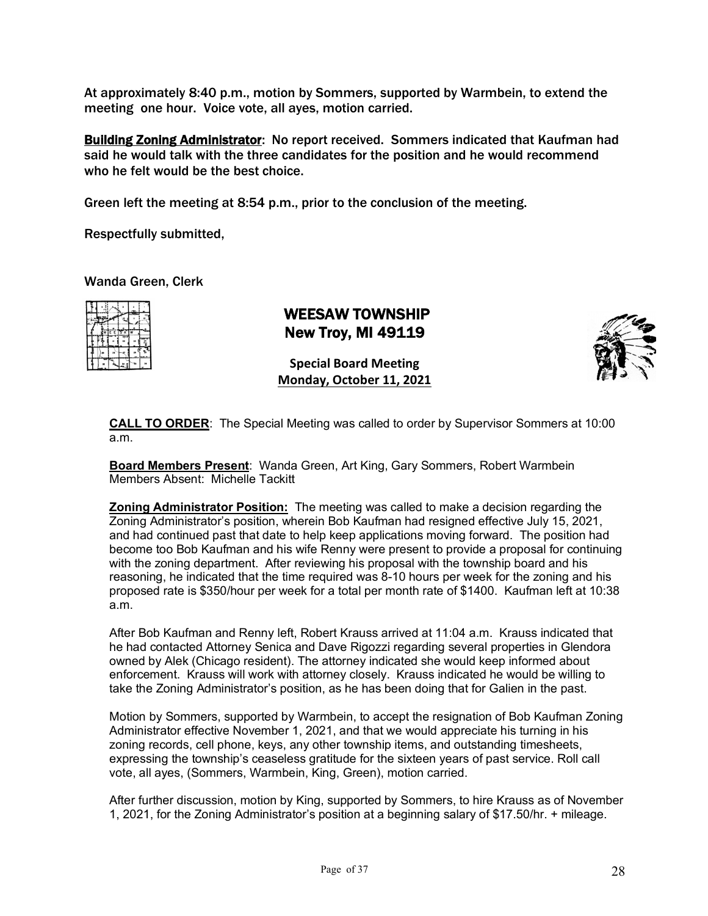At approximately 8:40 p.m., motion by Sommers, supported by Warmbein, to extend the meeting one hour. Voice vote, all ayes, motion carried.

**Building Zoning Administrator**: No report received. Sommers indicated that Kaufman had said he would talk with the three candidates for the position and he would recommend who he felt would be the best choice.

Green left the meeting at 8:54 p.m., prior to the conclusion of the meeting.

Respectfully submitted,

Wanda Green, Clerk

# WEESAW TOWNSHIP
## New Troy, MI 49119

**Special Board Meeting**
**Monday, October 11, 2021**

**CALL TO ORDER**: The Special Meeting was called to order by Supervisor Sommers at 10:00 a.m.

**Board Members Present**: Wanda Green, Art King, Gary Sommers, Robert Warmbein
Members Absent: Michelle Tackitt

**Zoning Administrator Position:** The meeting was called to make a decision regarding the Zoning Administrator's position, wherein Bob Kaufman had resigned effective July 15, 2021, and had continued past that date to help keep applications moving forward. The position had become too Bob Kaufman and his wife Renny were present to provide a proposal for continuing with the zoning department. After reviewing his proposal with the township board and his reasoning, he indicated that the time required was 8-10 hours per week for the zoning and his proposed rate is $350/hour per week for a total per month rate of $1400. Kaufman left at 10:38 a.m.

After Bob Kaufman and Renny left, Robert Krauss arrived at 11:04 a.m. Krauss indicated that he had contacted Attorney Senica and Dave Rigozzi regarding several properties in Glendora owned by Alek (Chicago resident). The attorney indicated she would keep informed about enforcement. Krauss will work with attorney closely. Krauss indicated he would be willing to take the Zoning Administrator's position, as he has been doing that for Galien in the past.

Motion by Sommers, supported by Warmbein, to accept the resignation of Bob Kaufman Zoning Administrator effective November 1, 2021, and that we would appreciate his turning in his zoning records, cell phone, keys, any other township items, and outstanding timesheets, expressing the township's ceaseless gratitude for the sixteen years of past service. Roll call vote, all ayes, (Sommers, Warmbein, King, Green), motion carried.

After further discussion, motion by King, supported by Sommers, to hire Krauss as of November 1, 2021, for the Zoning Administrator's position at a beginning salary of $17.50/hr. + mileage.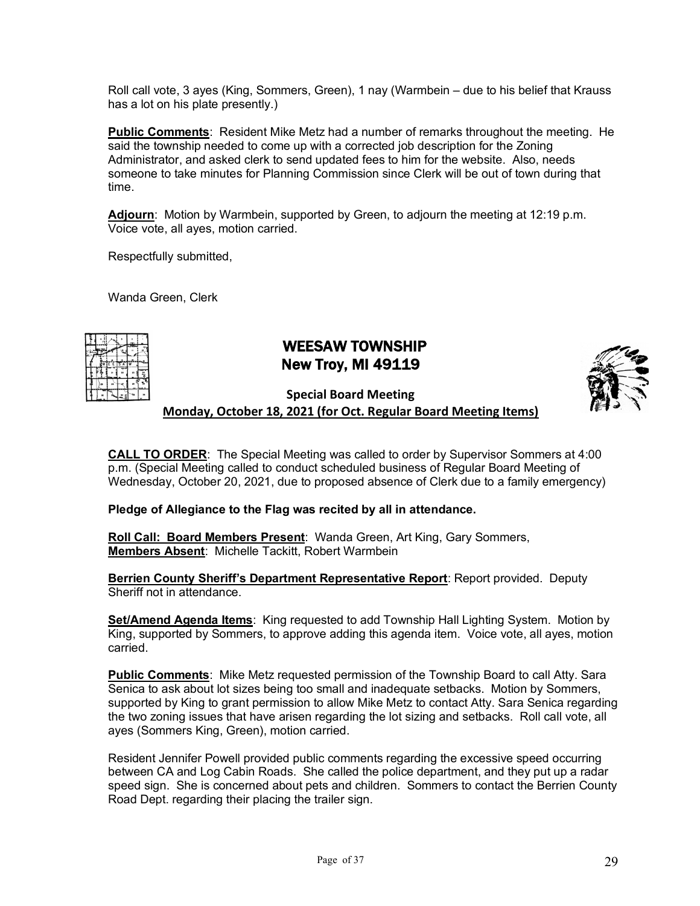Roll call vote, 3 ayes (King, Sommers, Green), 1 nay (Warmbein – due to his belief that Krauss has a lot on his plate presently.)

**Public Comments**: Resident Mike Metz had a number of remarks throughout the meeting. He said the township needed to come up with a corrected job description for the Zoning Administrator, and asked clerk to send updated fees to him for the website. Also, needs someone to take minutes for Planning Commission since Clerk will be out of town during that time.

**Adjourn**: Motion by Warmbein, supported by Green, to adjourn the meeting at 12:19 p.m. Voice vote, all ayes, motion carried.

Respectfully submitted,

Wanda Green, Clerk

# WEESAW TOWNSHIP
## New Troy, MI 49119

### Special Board Meeting
### Monday, October 18, 2021 (for Oct. Regular Board Meeting Items)

**CALL TO ORDER**: The Special Meeting was called to order by Supervisor Sommers at 4:00 p.m. (Special Meeting called to conduct scheduled business of Regular Board Meeting of Wednesday, October 20, 2021, due to proposed absence of Clerk due to a family emergency)

**Pledge of Allegiance to the Flag was recited by all in attendance.**

**Roll Call: Board Members Present**: Wanda Green, Art King, Gary Sommers,
**Members Absent**: Michelle Tackitt, Robert Warmbein

**Berrien County Sheriff's Department Representative Report**: Report provided. Deputy Sheriff not in attendance.

**Set/Amend Agenda Items**: King requested to add Township Hall Lighting System. Motion by King, supported by Sommers, to approve adding this agenda item. Voice vote, all ayes, motion carried.

**Public Comments**: Mike Metz requested permission of the Township Board to call Atty. Sara Senica to ask about lot sizes being too small and inadequate setbacks. Motion by Sommers, supported by King to grant permission to allow Mike Metz to contact Atty. Sara Senica regarding the two zoning issues that have arisen regarding the lot sizing and setbacks. Roll call vote, all ayes (Sommers King, Green), motion carried.

Resident Jennifer Powell provided public comments regarding the excessive speed occurring between CA and Log Cabin Roads. She called the police department, and they put up a radar speed sign. She is concerned about pets and children. Sommers to contact the Berrien County Road Dept. regarding their placing the trailer sign.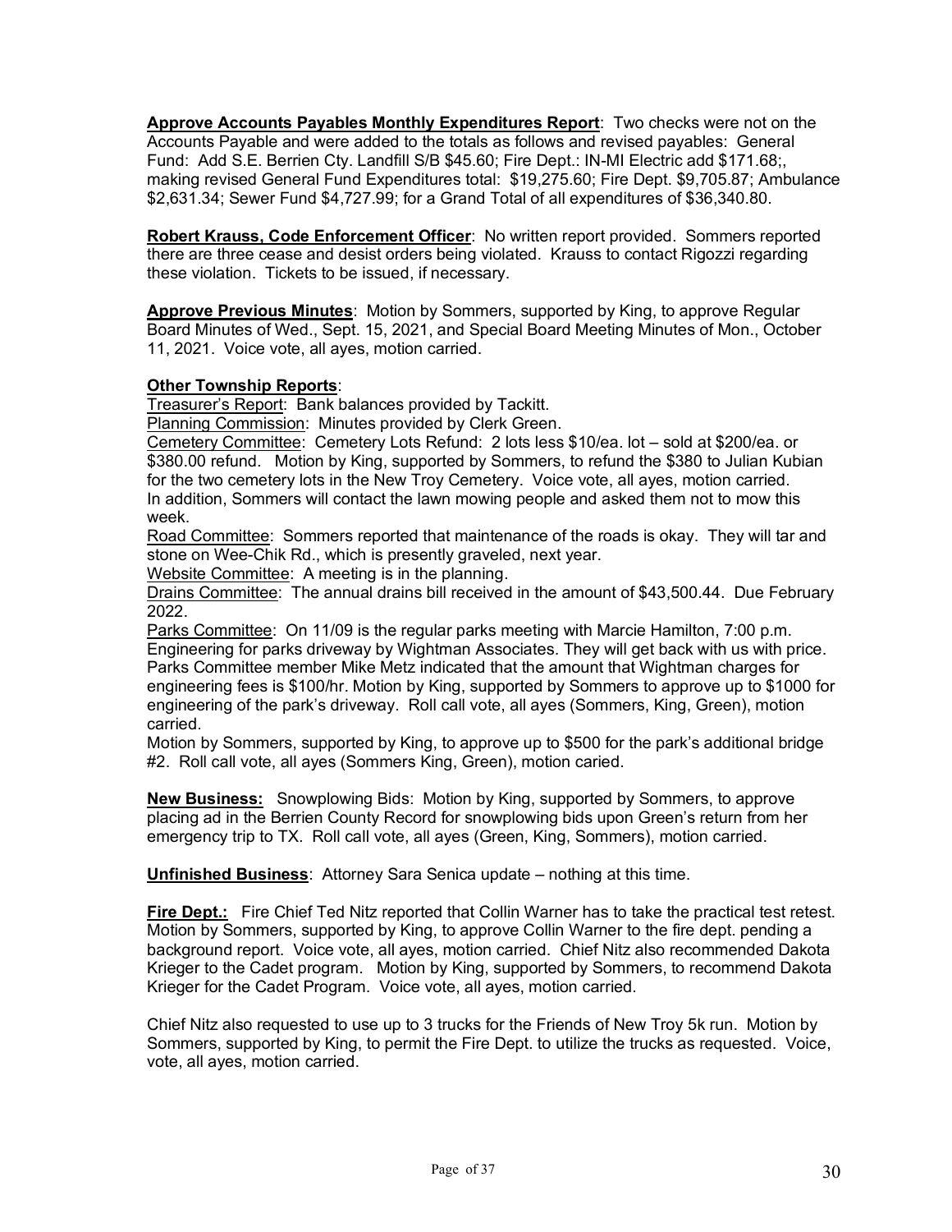**Approve Accounts Payables Monthly Expenditures Report**: Two checks were not on the Accounts Payable and were added to the totals as follows and revised payables: General Fund: Add S.E. Berrien Cty. Landfill S/B $45.60; Fire Dept.: IN-MI Electric add $171.68;, making revised General Fund Expenditures total: $19,275.60; Fire Dept. $9,705.87; Ambulance $2,631.34; Sewer Fund $4,727.99; for a Grand Total of all expenditures of $36,340.80.

**Robert Krauss, Code Enforcement Officer**: No written report provided. Sommers reported there are three cease and desist orders being violated. Krauss to contact Rigozzi regarding these violation. Tickets to be issued, if necessary.

**Approve Previous Minutes**: Motion by Sommers, supported by King, to approve Regular Board Minutes of Wed., Sept. 15, 2021, and Special Board Meeting Minutes of Mon., October 11, 2021. Voice vote, all ayes, motion carried.

**Other Township Reports**:

Treasurer's Report: Bank balances provided by Tackitt.

Planning Commission: Minutes provided by Clerk Green.

Cemetery Committee: Cemetery Lots Refund: 2 lots less $10/ea. lot – sold at $200/ea. or $380.00 refund. Motion by King, supported by Sommers, to refund the $380 to Julian Kubian for the two cemetery lots in the New Troy Cemetery. Voice vote, all ayes, motion carried. In addition, Sommers will contact the lawn mowing people and asked them not to mow this week.

Road Committee: Sommers reported that maintenance of the roads is okay. They will tar and stone on Wee-Chik Rd., which is presently graveled, next year.

Website Committee: A meeting is in the planning.

Drains Committee: The annual drains bill received in the amount of $43,500.44. Due February 2022.

Parks Committee: On 11/09 is the regular parks meeting with Marcie Hamilton, 7:00 p.m. Engineering for parks driveway by Wightman Associates. They will get back with us with price. Parks Committee member Mike Metz indicated that the amount that Wightman charges for engineering fees is $100/hr. Motion by King, supported by Sommers to approve up to $1000 for engineering of the park's driveway. Roll call vote, all ayes (Sommers, King, Green), motion carried.

Motion by Sommers, supported by King, to approve up to $500 for the park's additional bridge #2. Roll call vote, all ayes (Sommers King, Green), motion caried.

**New Business:** Snowplowing Bids: Motion by King, supported by Sommers, to approve placing ad in the Berrien County Record for snowplowing bids upon Green's return from her emergency trip to TX. Roll call vote, all ayes (Green, King, Sommers), motion carried.

**Unfinished Business**: Attorney Sara Senica update – nothing at this time.

**Fire Dept.:** Fire Chief Ted Nitz reported that Collin Warner has to take the practical test retest. Motion by Sommers, supported by King, to approve Collin Warner to the fire dept. pending a background report. Voice vote, all ayes, motion carried. Chief Nitz also recommended Dakota Krieger to the Cadet program. Motion by King, supported by Sommers, to recommend Dakota Krieger for the Cadet Program. Voice vote, all ayes, motion carried.

Chief Nitz also requested to use up to 3 trucks for the Friends of New Troy 5k run. Motion by Sommers, supported by King, to permit the Fire Dept. to utilize the trucks as requested. Voice, vote, all ayes, motion carried.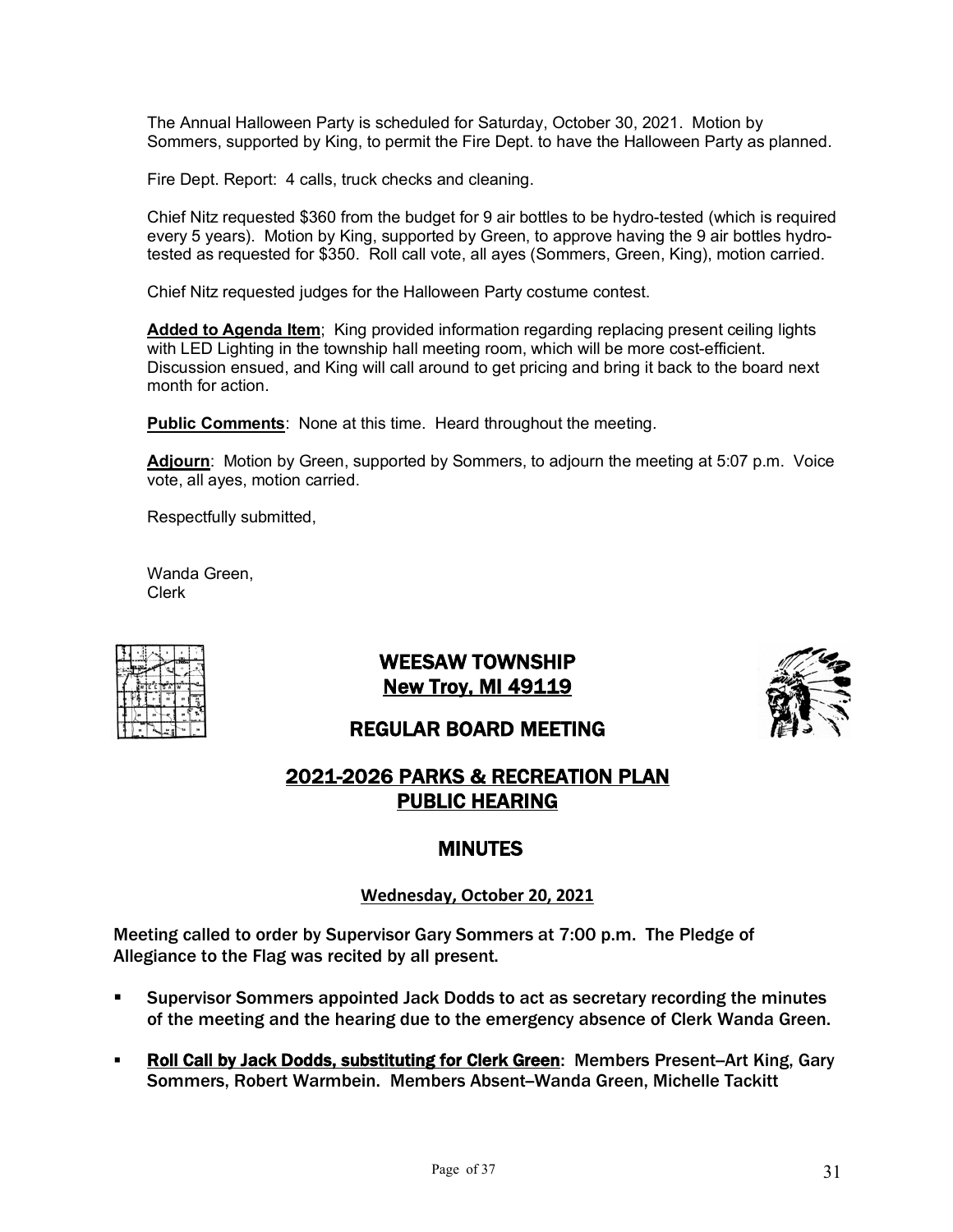The Annual Halloween Party is scheduled for Saturday, October 30, 2021. Motion by Sommers, supported by King, to permit the Fire Dept. to have the Halloween Party as planned.

Fire Dept. Report: 4 calls, truck checks and cleaning.

Chief Nitz requested $360 from the budget for 9 air bottles to be hydro-tested (which is required every 5 years). Motion by King, supported by Green, to approve having the 9 air bottles hydro-tested as requested for $350. Roll call vote, all ayes (Sommers, Green, King), motion carried.

Chief Nitz requested judges for the Halloween Party costume contest.

**Added to Agenda Item**; King provided information regarding replacing present ceiling lights with LED Lighting in the township hall meeting room, which will be more cost-efficient. Discussion ensued, and King will call around to get pricing and bring it back to the board next month for action.

**Public Comments**: None at this time. Heard throughout the meeting.

**Adjourn**: Motion by Green, supported by Sommers, to adjourn the meeting at 5:07 p.m. Voice vote, all ayes, motion carried.

Respectfully submitted,

Wanda Green,
Clerk

# WEESAW TOWNSHIP
## New Troy, MI 49119

## REGULAR BOARD MEETING

## 2021-2026 PARKS & RECREATION PLAN PUBLIC HEARING

## MINUTES

**Wednesday, October 20, 2021**

Meeting called to order by Supervisor Gary Sommers at 7:00 p.m. The Pledge of Allegiance to the Flag was recited by all present.

- Supervisor Sommers appointed Jack Dodds to act as secretary recording the minutes of the meeting and the hearing due to the emergency absence of Clerk Wanda Green.
- **Roll Call by Jack Dodds, substituting for Clerk Green**: Members Present–Art King, Gary Sommers, Robert Warmbein. Members Absent–Wanda Green, Michelle Tackitt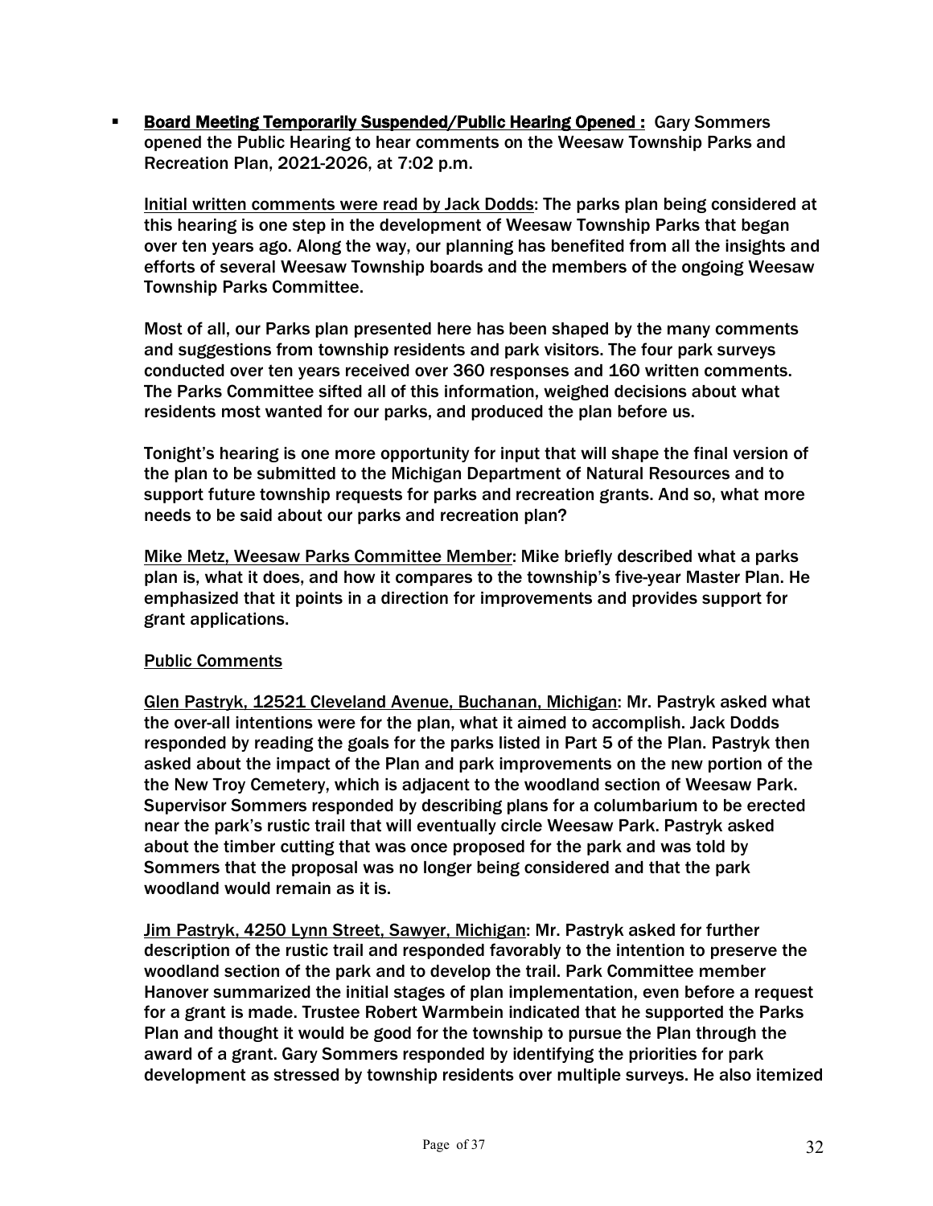- **Board Meeting Temporarily Suspended/Public Hearing Opened :** Gary Sommers opened the Public Hearing to hear comments on the Weesaw Township Parks and Recreation Plan, 2021-2026, at 7:02 p.m.

  Initial written comments were read by Jack Dodds: The parks plan being considered at this hearing is one step in the development of Weesaw Township Parks that began over ten years ago. Along the way, our planning has benefited from all the insights and efforts of several Weesaw Township boards and the members of the ongoing Weesaw Township Parks Committee.

  Most of all, our Parks plan presented here has been shaped by the many comments and suggestions from township residents and park visitors. The four park surveys conducted over ten years received over 360 responses and 160 written comments. The Parks Committee sifted all of this information, weighed decisions about what residents most wanted for our parks, and produced the plan before us.

  Tonight's hearing is one more opportunity for input that will shape the final version of the plan to be submitted to the Michigan Department of Natural Resources and to support future township requests for parks and recreation grants. And so, what more needs to be said about our parks and recreation plan?

  Mike Metz, Weesaw Parks Committee Member: Mike briefly described what a parks plan is, what it does, and how it compares to the township's five-year Master Plan. He emphasized that it points in a direction for improvements and provides support for grant applications.

  Public Comments

  Glen Pastryk, 12521 Cleveland Avenue, Buchanan, Michigan: Mr. Pastryk asked what the over-all intentions were for the plan, what it aimed to accomplish. Jack Dodds responded by reading the goals for the parks listed in Part 5 of the Plan. Pastryk then asked about the impact of the Plan and park improvements on the new portion of the the New Troy Cemetery, which is adjacent to the woodland section of Weesaw Park. Supervisor Sommers responded by describing plans for a columbarium to be erected near the park's rustic trail that will eventually circle Weesaw Park. Pastryk asked about the timber cutting that was once proposed for the park and was told by Sommers that the proposal was no longer being considered and that the park woodland would remain as it is.

  Jim Pastryk, 4250 Lynn Street, Sawyer, Michigan: Mr. Pastryk asked for further description of the rustic trail and responded favorably to the intention to preserve the woodland section of the park and to develop the trail. Park Committee member Hanover summarized the initial stages of plan implementation, even before a request for a grant is made. Trustee Robert Warmbein indicated that he supported the Parks Plan and thought it would be good for the township to pursue the Plan through the award of a grant. Gary Sommers responded by identifying the priorities for park development as stressed by township residents over multiple surveys. He also itemized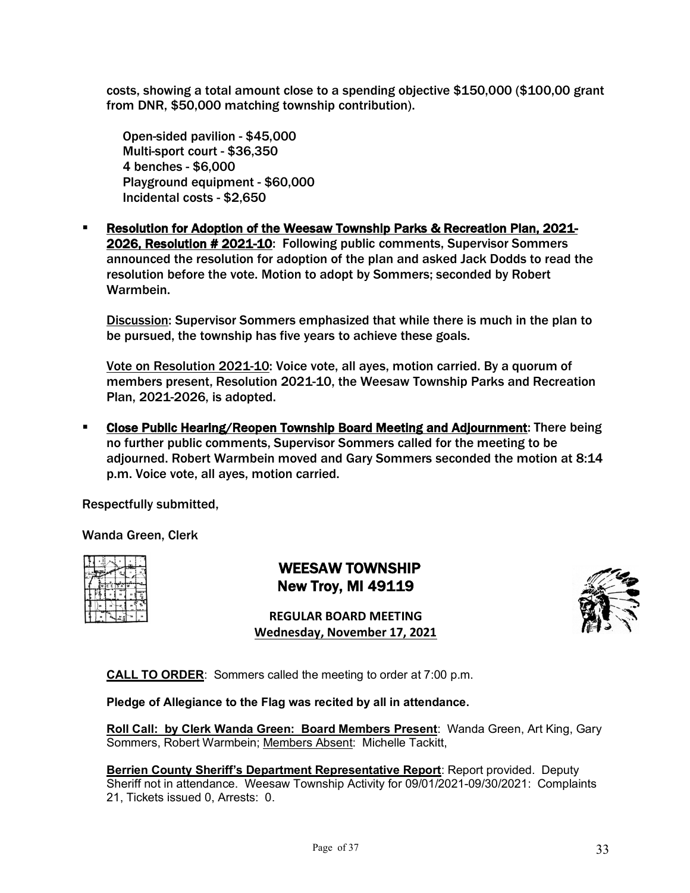costs, showing a total amount close to a spending objective $150,000 ($100,00 grant from DNR, $50,000 matching township contribution).

Open-sided pavilion - $45,000
Multi-sport court - $36,350
4 benches - $6,000
Playground equipment - $60,000
Incidental costs - $2,650

- **Resolution for Adoption of the Weesaw Township Parks & Recreation Plan, 2021-2026, Resolution # 2021-10**: Following public comments, Supervisor Sommers announced the resolution for adoption of the plan and asked Jack Dodds to read the resolution before the vote. Motion to adopt by Sommers; seconded by Robert Warmbein.

  Discussion: Supervisor Sommers emphasized that while there is much in the plan to be pursued, the township has five years to achieve these goals.

  Vote on Resolution 2021-10: Voice vote, all ayes, motion carried. By a quorum of members present, Resolution 2021-10, the Weesaw Township Parks and Recreation Plan, 2021-2026, is adopted.

- **Close Public Hearing/Reopen Township Board Meeting and Adjournment**: There being no further public comments, Supervisor Sommers called for the meeting to be adjourned. Robert Warmbein moved and Gary Sommers seconded the motion at 8:14 p.m. Voice vote, all ayes, motion carried.

Respectfully submitted,

Wanda Green, Clerk

# WEESAW TOWNSHIP
## New Troy, MI 49119

**REGULAR BOARD MEETING**
**Wednesday, November 17, 2021**

**CALL TO ORDER**: Sommers called the meeting to order at 7:00 p.m.

**Pledge of Allegiance to the Flag was recited by all in attendance.**

**Roll Call: by Clerk Wanda Green: Board Members Present**: Wanda Green, Art King, Gary Sommers, Robert Warmbein; Members Absent: Michelle Tackitt,

**Berrien County Sheriff's Department Representative Report**: Report provided. Deputy Sheriff not in attendance. Weesaw Township Activity for 09/01/2021-09/30/2021: Complaints 21, Tickets issued 0, Arrests: 0.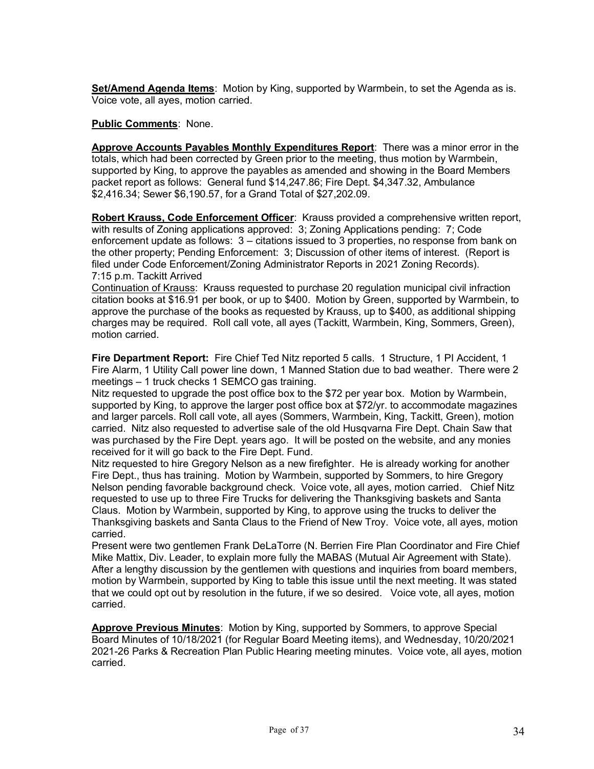**Set/Amend Agenda Items**: Motion by King, supported by Warmbein, to set the Agenda as is. Voice vote, all ayes, motion carried.

**Public Comments**: None.

**Approve Accounts Payables Monthly Expenditures Report**: There was a minor error in the totals, which had been corrected by Green prior to the meeting, thus motion by Warmbein, supported by King, to approve the payables as amended and showing in the Board Members packet report as follows: General fund $14,247.86; Fire Dept. $4,347.32, Ambulance $2,416.34; Sewer $6,190.57, for a Grand Total of $27,202.09.

**Robert Krauss, Code Enforcement Officer**: Krauss provided a comprehensive written report, with results of Zoning applications approved: 3; Zoning Applications pending: 7; Code enforcement update as follows: 3 – citations issued to 3 properties, no response from bank on the other property; Pending Enforcement: 3; Discussion of other items of interest. (Report is filed under Code Enforcement/Zoning Administrator Reports in 2021 Zoning Records).
7:15 p.m. Tackitt Arrived

Continuation of Krauss: Krauss requested to purchase 20 regulation municipal civil infraction citation books at $16.91 per book, or up to $400. Motion by Green, supported by Warmbein, to approve the purchase of the books as requested by Krauss, up to $400, as additional shipping charges may be required. Roll call vote, all ayes (Tackitt, Warmbein, King, Sommers, Green), motion carried.

**Fire Department Report:** Fire Chief Ted Nitz reported 5 calls. 1 Structure, 1 PI Accident, 1 Fire Alarm, 1 Utility Call power line down, 1 Manned Station due to bad weather. There were 2 meetings – 1 truck checks 1 SEMCO gas training.
Nitz requested to upgrade the post office box to the $72 per year box. Motion by Warmbein, supported by King, to approve the larger post office box at $72/yr. to accommodate magazines and larger parcels. Roll call vote, all ayes (Sommers, Warmbein, King, Tackitt, Green), motion carried. Nitz also requested to advertise sale of the old Husqvarna Fire Dept. Chain Saw that was purchased by the Fire Dept. years ago. It will be posted on the website, and any monies received for it will go back to the Fire Dept. Fund.
Nitz requested to hire Gregory Nelson as a new firefighter. He is already working for another Fire Dept., thus has training. Motion by Warmbein, supported by Sommers, to hire Gregory Nelson pending favorable background check. Voice vote, all ayes, motion carried. Chief Nitz requested to use up to three Fire Trucks for delivering the Thanksgiving baskets and Santa Claus. Motion by Warmbein, supported by King, to approve using the trucks to deliver the Thanksgiving baskets and Santa Claus to the Friend of New Troy. Voice vote, all ayes, motion carried.
Present were two gentlemen Frank DeLaTorre (N. Berrien Fire Plan Coordinator and Fire Chief Mike Mattix, Div. Leader, to explain more fully the MABAS (Mutual Air Agreement with State). After a lengthy discussion by the gentlemen with questions and inquiries from board members, motion by Warmbein, supported by King to table this issue until the next meeting. It was stated that we could opt out by resolution in the future, if we so desired. Voice vote, all ayes, motion carried.

**Approve Previous Minutes**: Motion by King, supported by Sommers, to approve Special Board Minutes of 10/18/2021 (for Regular Board Meeting items), and Wednesday, 10/20/2021 2021-26 Parks & Recreation Plan Public Hearing meeting minutes. Voice vote, all ayes, motion carried.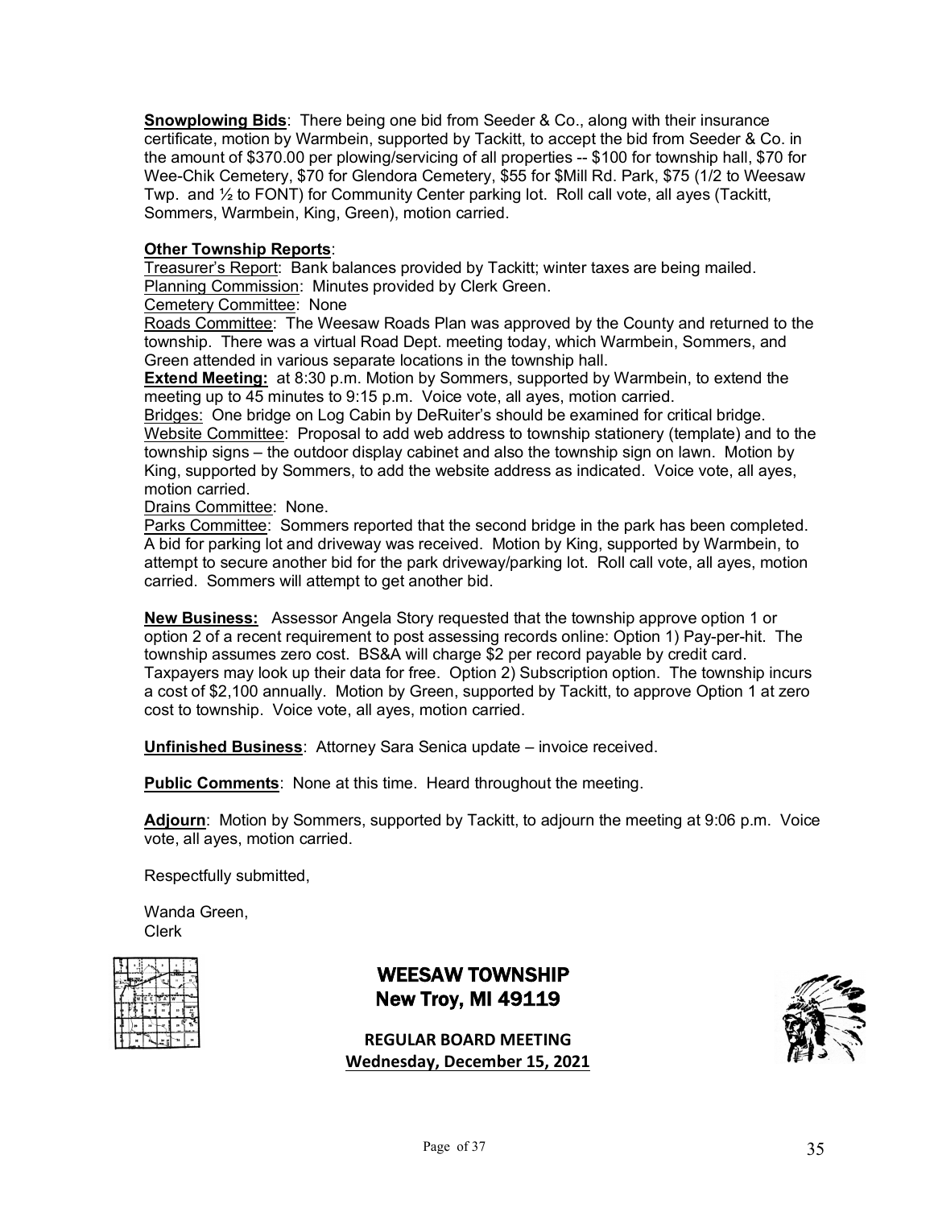**Snowplowing Bids**: There being one bid from Seeder & Co., along with their insurance certificate, motion by Warmbein, supported by Tackitt, to accept the bid from Seeder & Co. in the amount of $370.00 per plowing/servicing of all properties -- $100 for township hall, $70 for Wee-Chik Cemetery, $70 for Glendora Cemetery, $55 for $Mill Rd. Park, $75 (1/2 to Weesaw Twp. and ½ to FONT) for Community Center parking lot. Roll call vote, all ayes (Tackitt, Sommers, Warmbein, King, Green), motion carried.

**Other Township Reports**:

Treasurer's Report: Bank balances provided by Tackitt; winter taxes are being mailed.
Planning Commission: Minutes provided by Clerk Green.
Cemetery Committee: None
Roads Committee: The Weesaw Roads Plan was approved by the County and returned to the township. There was a virtual Road Dept. meeting today, which Warmbein, Sommers, and Green attended in various separate locations in the township hall.
**Extend Meeting:** at 8:30 p.m. Motion by Sommers, supported by Warmbein, to extend the meeting up to 45 minutes to 9:15 p.m. Voice vote, all ayes, motion carried.
Bridges: One bridge on Log Cabin by DeRuiter's should be examined for critical bridge.
Website Committee: Proposal to add web address to township stationery (template) and to the township signs – the outdoor display cabinet and also the township sign on lawn. Motion by King, supported by Sommers, to add the website address as indicated. Voice vote, all ayes, motion carried.
Drains Committee: None.
Parks Committee: Sommers reported that the second bridge in the park has been completed. A bid for parking lot and driveway was received. Motion by King, supported by Warmbein, to attempt to secure another bid for the park driveway/parking lot. Roll call vote, all ayes, motion carried. Sommers will attempt to get another bid.

**New Business:** Assessor Angela Story requested that the township approve option 1 or option 2 of a recent requirement to post assessing records online: Option 1) Pay-per-hit. The township assumes zero cost. BS&A will charge $2 per record payable by credit card. Taxpayers may look up their data for free. Option 2) Subscription option. The township incurs a cost of $2,100 annually. Motion by Green, supported by Tackitt, to approve Option 1 at zero cost to township. Voice vote, all ayes, motion carried.

**Unfinished Business**: Attorney Sara Senica update – invoice received.

**Public Comments**: None at this time. Heard throughout the meeting.

**Adjourn**: Motion by Sommers, supported by Tackitt, to adjourn the meeting at 9:06 p.m. Voice vote, all ayes, motion carried.

Respectfully submitted,

Wanda Green,
Clerk

## WEESAW TOWNSHIP
## New Troy, MI 49119

**REGULAR BOARD MEETING**
**Wednesday, December 15, 2021**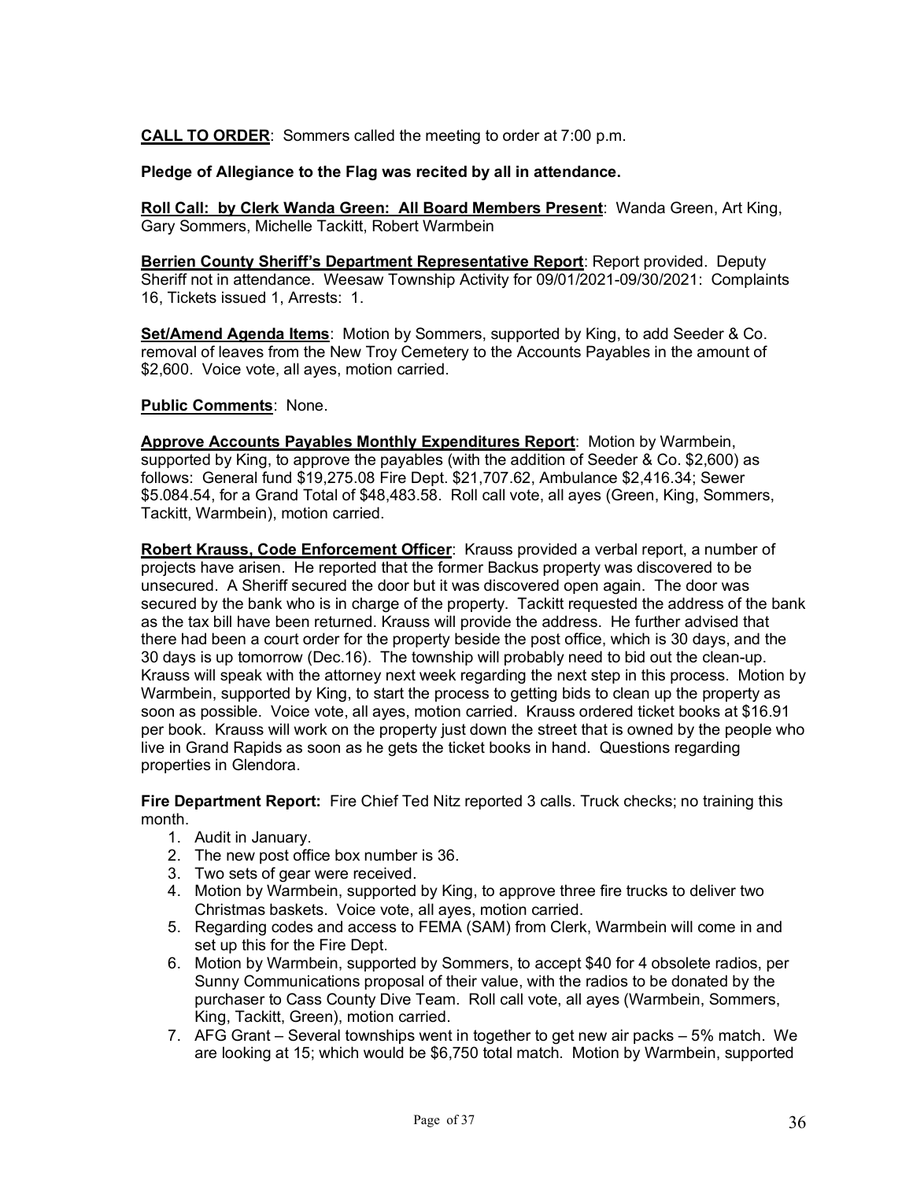**<u>CALL TO ORDER</u>**: Sommers called the meeting to order at 7:00 p.m.

**Pledge of Allegiance to the Flag was recited by all in attendance.**

**<u>Roll Call: by Clerk Wanda Green: All Board Members Present</u>**: Wanda Green, Art King, Gary Sommers, Michelle Tackitt, Robert Warmbein

**<u>Berrien County Sheriff's Department Representative Report</u>**: Report provided. Deputy Sheriff not in attendance. Weesaw Township Activity for 09/01/2021-09/30/2021: Complaints 16, Tickets issued 1, Arrests: 1.

**<u>Set/Amend Agenda Items</u>**: Motion by Sommers, supported by King, to add Seeder & Co. removal of leaves from the New Troy Cemetery to the Accounts Payables in the amount of $2,600. Voice vote, all ayes, motion carried.

**<u>Public Comments</u>**: None.

**<u>Approve Accounts Payables Monthly Expenditures Report</u>**: Motion by Warmbein, supported by King, to approve the payables (with the addition of Seeder & Co. $2,600) as follows: General fund $19,275.08 Fire Dept. $21,707.62, Ambulance $2,416.34; Sewer $5.084.54, for a Grand Total of $48,483.58. Roll call vote, all ayes (Green, King, Sommers, Tackitt, Warmbein), motion carried.

**<u>Robert Krauss, Code Enforcement Officer</u>**: Krauss provided a verbal report, a number of projects have arisen. He reported that the former Backus property was discovered to be unsecured. A Sheriff secured the door but it was discovered open again. The door was secured by the bank who is in charge of the property. Tackitt requested the address of the bank as the tax bill have been returned. Krauss will provide the address. He further advised that there had been a court order for the property beside the post office, which is 30 days, and the 30 days is up tomorrow (Dec.16). The township will probably need to bid out the clean-up. Krauss will speak with the attorney next week regarding the next step in this process. Motion by Warmbein, supported by King, to start the process to getting bids to clean up the property as soon as possible. Voice vote, all ayes, motion carried. Krauss ordered ticket books at $16.91 per book. Krauss will work on the property just down the street that is owned by the people who live in Grand Rapids as soon as he gets the ticket books in hand. Questions regarding properties in Glendora.

**Fire Department Report:** Fire Chief Ted Nitz reported 3 calls. Truck checks; no training this month.

1. Audit in January.
2. The new post office box number is 36.
3. Two sets of gear were received.
4. Motion by Warmbein, supported by King, to approve three fire trucks to deliver two Christmas baskets. Voice vote, all ayes, motion carried.
5. Regarding codes and access to FEMA (SAM) from Clerk, Warmbein will come in and set up this for the Fire Dept.
6. Motion by Warmbein, supported by Sommers, to accept $40 for 4 obsolete radios, per Sunny Communications proposal of their value, with the radios to be donated by the purchaser to Cass County Dive Team. Roll call vote, all ayes (Warmbein, Sommers, King, Tackitt, Green), motion carried.
7. AFG Grant – Several townships went in together to get new air packs – 5% match. We are looking at 15; which would be $6,750 total match. Motion by Warmbein, supported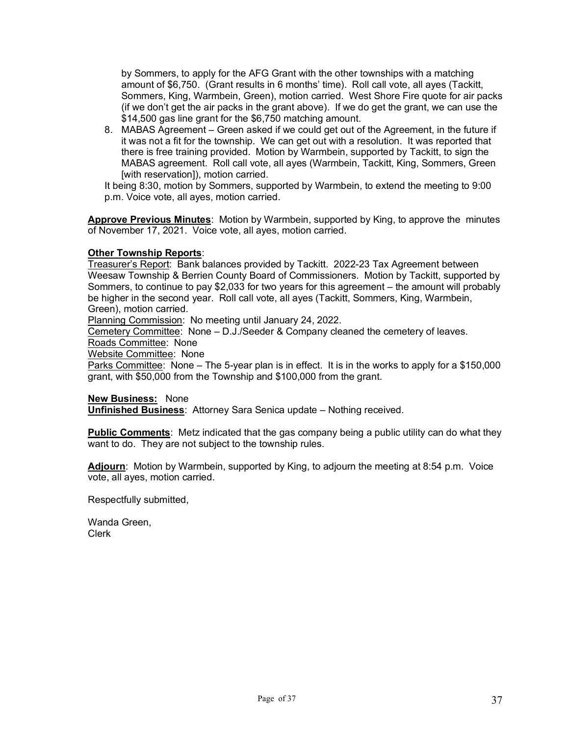by Sommers, to apply for the AFG Grant with the other townships with a matching amount of $6,750. (Grant results in 6 months' time). Roll call vote, all ayes (Tackitt, Sommers, King, Warmbein, Green), motion carried. West Shore Fire quote for air packs (if we don't get the air packs in the grant above). If we do get the grant, we can use the $14,500 gas line grant for the $6,750 matching amount.

8. MABAS Agreement – Green asked if we could get out of the Agreement, in the future if it was not a fit for the township. We can get out with a resolution. It was reported that there is free training provided. Motion by Warmbein, supported by Tackitt, to sign the MABAS agreement. Roll call vote, all ayes (Warmbein, Tackitt, King, Sommers, Green [with reservation]), motion carried.

It being 8:30, motion by Sommers, supported by Warmbein, to extend the meeting to 9:00 p.m. Voice vote, all ayes, motion carried.

**Approve Previous Minutes**: Motion by Warmbein, supported by King, to approve the minutes of November 17, 2021. Voice vote, all ayes, motion carried.

**Other Township Reports**:

Treasurer's Report: Bank balances provided by Tackitt. 2022-23 Tax Agreement between Weesaw Township & Berrien County Board of Commissioners. Motion by Tackitt, supported by Sommers, to continue to pay $2,033 for two years for this agreement – the amount will probably be higher in the second year. Roll call vote, all ayes (Tackitt, Sommers, King, Warmbein, Green), motion carried.

Planning Commission: No meeting until January 24, 2022.

Cemetery Committee: None – D.J./Seeder & Company cleaned the cemetery of leaves.

Roads Committee: None

Website Committee: None

Parks Committee: None – The 5-year plan is in effect. It is in the works to apply for a $150,000 grant, with $50,000 from the Township and $100,000 from the grant.

**New Business:** None

**Unfinished Business**: Attorney Sara Senica update – Nothing received.

**Public Comments**: Metz indicated that the gas company being a public utility can do what they want to do. They are not subject to the township rules.

**Adjourn**: Motion by Warmbein, supported by King, to adjourn the meeting at 8:54 p.m. Voice vote, all ayes, motion carried.

Respectfully submitted,

Wanda Green,
Clerk